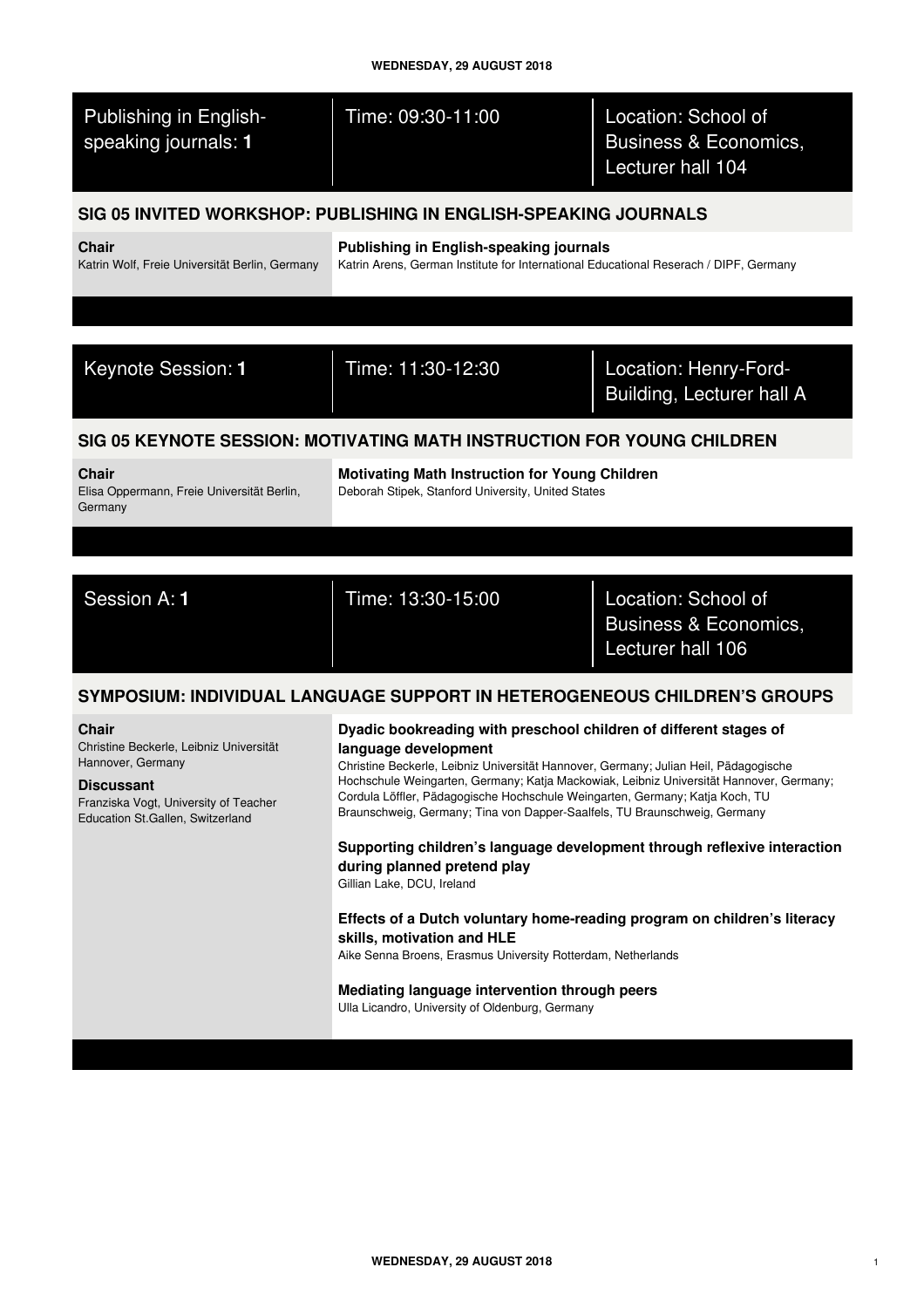WEDNESDAY, 29 AUGUST 2018

| Publishing in English-speaking journals: **1** | Time: 09:30-11:00 | Location: School of Business & Economics, Lecturer hall 104 |
|---|---|---|

## SIG 05 INVITED WORKSHOP: PUBLISHING IN ENGLISH-SPEAKING JOURNALS

**Chair**
Katrin Wolf, Freie Universität Berlin, Germany

**Publishing in English-speaking journals**
Katrin Arens, German Institute for International Educational Reserach / DIPF, Germany

| Keynote Session: **1** | Time: 11:30-12:30 | Location: Henry-Ford-Building, Lecturer hall A |
|---|---|---|

## SIG 05 KEYNOTE SESSION: MOTIVATING MATH INSTRUCTION FOR YOUNG CHILDREN

**Chair**
Elisa Oppermann, Freie Universität Berlin, Germany

**Motivating Math Instruction for Young Children**
Deborah Stipek, Stanford University, United States

| Session A: **1** | Time: 13:30-15:00 | Location: School of Business & Economics, Lecturer hall 106 |
|---|---|---|

## SYMPOSIUM: INDIVIDUAL LANGUAGE SUPPORT IN HETEROGENEOUS CHILDREN'S GROUPS

**Chair**
Christine Beckerle, Leibniz Universität Hannover, Germany

**Discussant**
Franziska Vogt, University of Teacher Education St.Gallen, Switzerland

**Dyadic bookreading with preschool children of different stages of language development**
Christine Beckerle, Leibniz Universität Hannover, Germany; Julian Heil, Pädagogische Hochschule Weingarten, Germany; Katja Mackowiak, Leibniz Universität Hannover, Germany; Cordula Löffler, Pädagogische Hochschule Weingarten, Germany; Katja Koch, TU Braunschweig, Germany; Tina von Dapper-Saalfels, TU Braunschweig, Germany

**Supporting children's language development through reflexive interaction during planned pretend play**
Gillian Lake, DCU, Ireland

**Effects of a Dutch voluntary home-reading program on children's literacy skills, motivation and HLE**
Aike Senna Broens, Erasmus University Rotterdam, Netherlands

**Mediating language intervention through peers**
Ulla Licandro, University of Oldenburg, Germany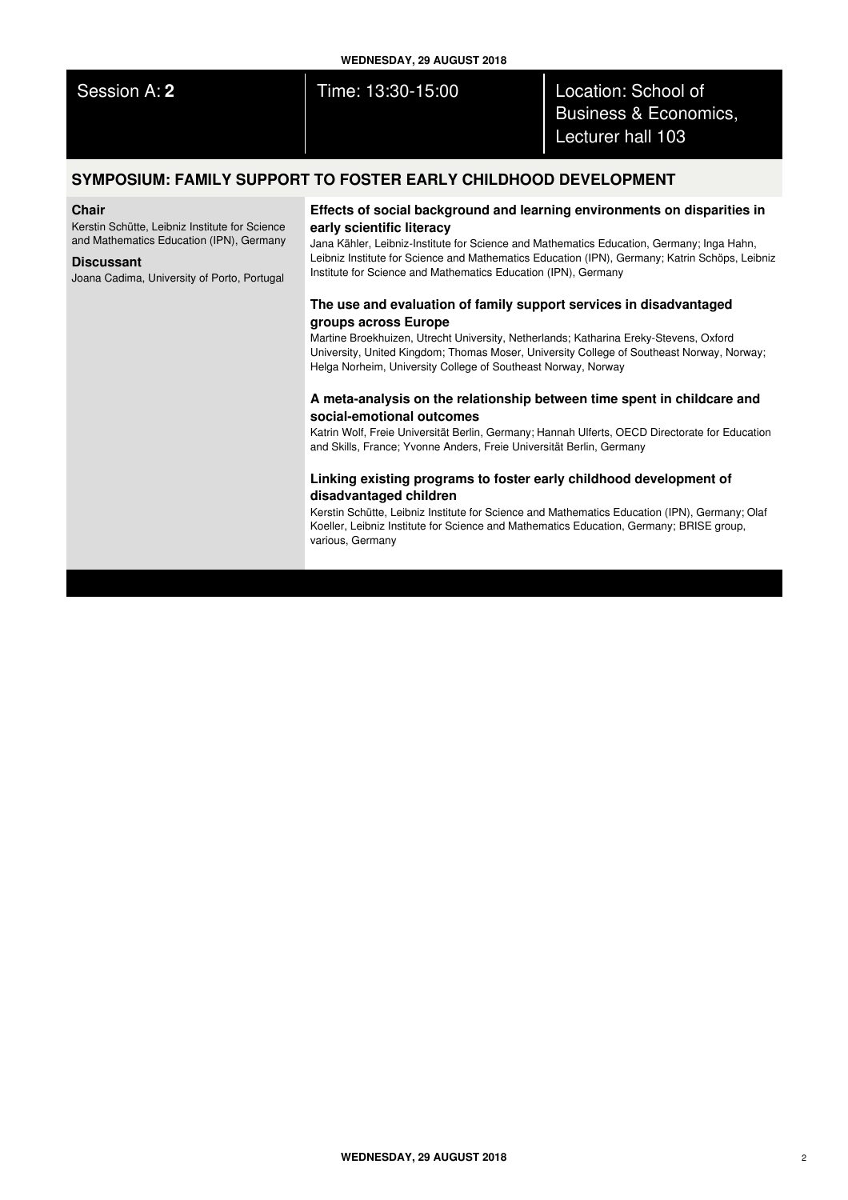Session A: **2** | Time: 13:30-15:00 | Location: School of Business & Economics, Lecturer hall 103

## SYMPOSIUM: FAMILY SUPPORT TO FOSTER EARLY CHILDHOOD DEVELOPMENT

**Chair**

Kerstin Schütte, Leibniz Institute for Science and Mathematics Education (IPN), Germany

**Discussant**

Joana Cadima, University of Porto, Portugal

### Effects of social background and learning environments on disparities in early scientific literacy

Jana Kähler, Leibniz-Institute for Science and Mathematics Education, Germany; Inga Hahn, Leibniz Institute for Science and Mathematics Education (IPN), Germany; Katrin Schöps, Leibniz Institute for Science and Mathematics Education (IPN), Germany

### The use and evaluation of family support services in disadvantaged groups across Europe

Martine Broekhuizen, Utrecht University, Netherlands; Katharina Ereky-Stevens, Oxford University, United Kingdom; Thomas Moser, University College of Southeast Norway, Norway; Helga Norheim, University College of Southeast Norway, Norway

### A meta-analysis on the relationship between time spent in childcare and social-emotional outcomes

Katrin Wolf, Freie Universität Berlin, Germany; Hannah Ulferts, OECD Directorate for Education and Skills, France; Yvonne Anders, Freie Universität Berlin, Germany

### Linking existing programs to foster early childhood development of disadvantaged children

Kerstin Schütte, Leibniz Institute for Science and Mathematics Education (IPN), Germany; Olaf Koeller, Leibniz Institute for Science and Mathematics Education, Germany; BRISE group, various, Germany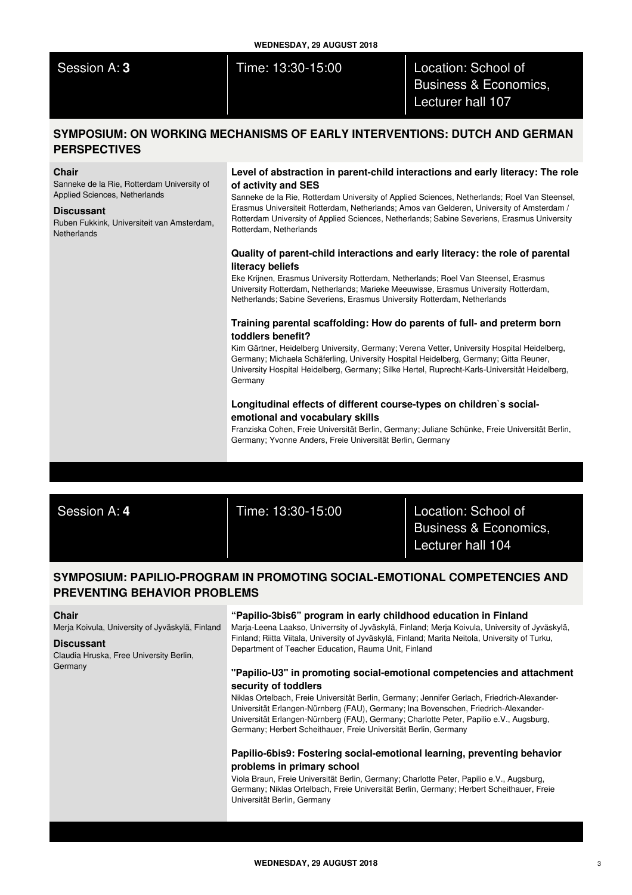Session A: **3** | Time: 13:30-15:00 | Location: School of Business & Economics, Lecturer hall 107

## SYMPOSIUM: ON WORKING MECHANISMS OF EARLY INTERVENTIONS: DUTCH AND GERMAN PERSPECTIVES

**Chair**
Sanneke de la Rie, Rotterdam University of Applied Sciences, Netherlands

**Discussant**
Ruben Fukkink, Universiteit van Amsterdam, Netherlands

### Level of abstraction in parent-child interactions and early literacy: The role of activity and SES

Sanneke de la Rie, Rotterdam University of Applied Sciences, Netherlands; Roel Van Steensel, Erasmus Universiteit Rotterdam, Netherlands; Amos van Gelderen, University of Amsterdam / Rotterdam University of Applied Sciences, Netherlands; Sabine Severiens, Erasmus University Rotterdam, Netherlands

### Quality of parent-child interactions and early literacy: the role of parental literacy beliefs

Eke Krijnen, Erasmus University Rotterdam, Netherlands; Roel Van Steensel, Erasmus University Rotterdam, Netherlands; Marieke Meeuwisse, Erasmus University Rotterdam, Netherlands; Sabine Severiens, Erasmus University Rotterdam, Netherlands

### Training parental scaffolding: How do parents of full- and preterm born toddlers benefit?

Kim Gärtner, Heidelberg University, Germany; Verena Vetter, University Hospital Heidelberg, Germany; Michaela Schäferling, University Hospital Heidelberg, Germany; Gitta Reuner, University Hospital Heidelberg, Germany; Silke Hertel, Ruprecht-Karls-Universität Heidelberg, Germany

### Longitudinal effects of different course-types on children`s social-emotional and vocabulary skills

Franziska Cohen, Freie Universität Berlin, Germany; Juliane Schünke, Freie Universität Berlin, Germany; Yvonne Anders, Freie Universität Berlin, Germany

---

Session A: **4** | Time: 13:30-15:00 | Location: School of Business & Economics, Lecturer hall 104

## SYMPOSIUM: PAPILIO-PROGRAM IN PROMOTING SOCIAL-EMOTIONAL COMPETENCIES AND PREVENTING BEHAVIOR PROBLEMS

**Chair**
Merja Koivula, University of Jyväskylä, Finland

**Discussant**
Claudia Hruska, Free University Berlin, Germany

### "Papilio-3bis6" program in early childhood education in Finland

Marja-Leena Laakso, Univerrsity of Jyväskylä, Finland; Merja Koivula, University of Jyväskylä, Finland; Riitta Viitala, University of Jyväskylä, Finland; Marita Neitola, University of Turku, Department of Teacher Education, Rauma Unit, Finland

### "Papilio-U3" in promoting social-emotional competencies and attachment security of toddlers

Niklas Ortelbach, Freie Universität Berlin, Germany; Jennifer Gerlach, Friedrich-Alexander-Universität Erlangen-Nürnberg (FAU), Germany; Ina Bovenschen, Friedrich-Alexander-Universität Erlangen-Nürnberg (FAU), Germany; Charlotte Peter, Papilio e.V., Augsburg, Germany; Herbert Scheithauer, Freie Universität Berlin, Germany

### Papilio-6bis9: Fostering social-emotional learning, preventing behavior problems in primary school

Viola Braun, Freie Universität Berlin, Germany; Charlotte Peter, Papilio e.V., Augsburg, Germany; Niklas Ortelbach, Freie Universität Berlin, Germany; Herbert Scheithauer, Freie Universität Berlin, Germany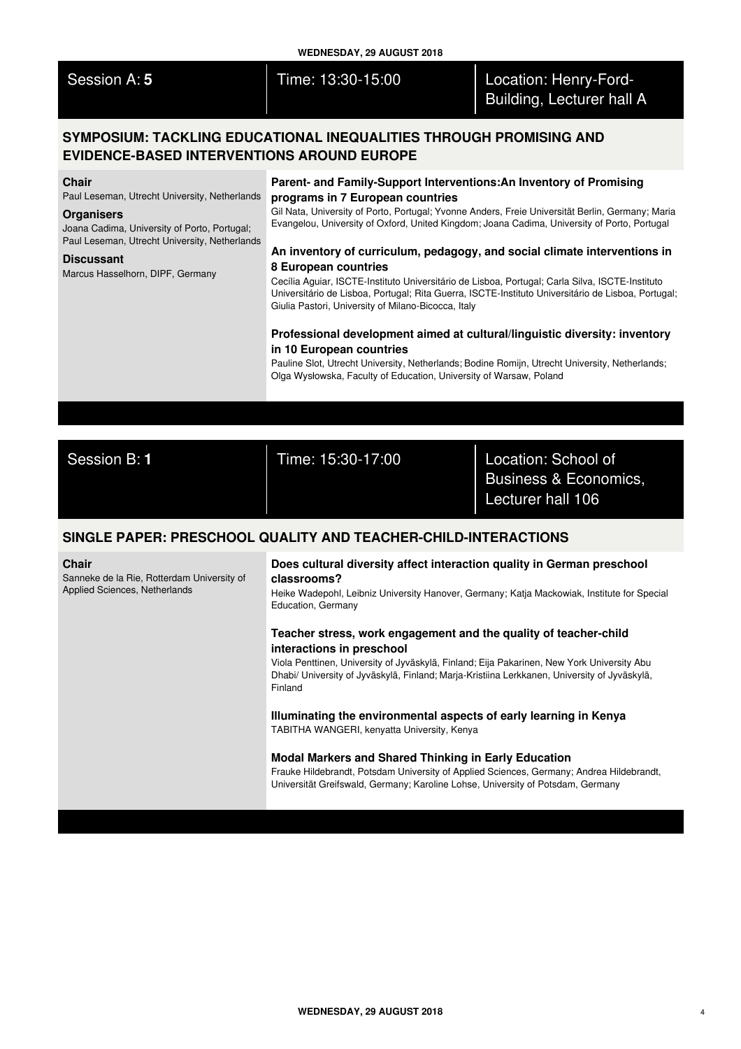Session A: **5** | Time: 13:30-15:00 | Location: Henry-Ford-Building, Lecturer hall A

## SYMPOSIUM: TACKLING EDUCATIONAL INEQUALITIES THROUGH PROMISING AND EVIDENCE-BASED INTERVENTIONS AROUND EUROPE

**Chair**
Paul Leseman, Utrecht University, Netherlands

**Organisers**
Joana Cadima, University of Porto, Portugal; Paul Leseman, Utrecht University, Netherlands

**Discussant**
Marcus Hasselhorn, DIPF, Germany

**Parent- and Family-Support Interventions:An Inventory of Promising programs in 7 European countries**
Gil Nata, University of Porto, Portugal; Yvonne Anders, Freie Universität Berlin, Germany; Maria Evangelou, University of Oxford, United Kingdom; Joana Cadima, University of Porto, Portugal

**An inventory of curriculum, pedagogy, and social climate interventions in 8 European countries**
Cecília Aguiar, ISCTE-Instituto Universitário de Lisboa, Portugal; Carla Silva, ISCTE-Instituto Universitário de Lisboa, Portugal; Rita Guerra, ISCTE-Instituto Universitário de Lisboa, Portugal; Giulia Pastori, University of Milano-Bicocca, Italy

**Professional development aimed at cultural/linguistic diversity: inventory in 10 European countries**
Pauline Slot, Utrecht University, Netherlands; Bodine Romijn, Utrecht University, Netherlands; Olga Wysłowska, Faculty of Education, University of Warsaw, Poland

---

Session B: **1** | Time: 15:30-17:00 | Location: School of Business & Economics, Lecturer hall 106

## SINGLE PAPER: PRESCHOOL QUALITY AND TEACHER-CHILD-INTERACTIONS

**Chair**
Sanneke de la Rie, Rotterdam University of Applied Sciences, Netherlands

**Does cultural diversity affect interaction quality in German preschool classrooms?**
Heike Wadepohl, Leibniz University Hanover, Germany; Katja Mackowiak, Institute for Special Education, Germany

**Teacher stress, work engagement and the quality of teacher-child interactions in preschool**
Viola Penttinen, University of Jyväskylä, Finland; Eija Pakarinen, New York University Abu Dhabi/ University of Jyväskylä, Finland; Marja-Kristiina Lerkkanen, University of Jyväskylä, Finland

**Illuminating the environmental aspects of early learning in Kenya**
TABITHA WANGERI, kenyatta University, Kenya

**Modal Markers and Shared Thinking in Early Education**
Frauke Hildebrandt, Potsdam University of Applied Sciences, Germany; Andrea Hildebrandt, Universität Greifswald, Germany; Karoline Lohse, University of Potsdam, Germany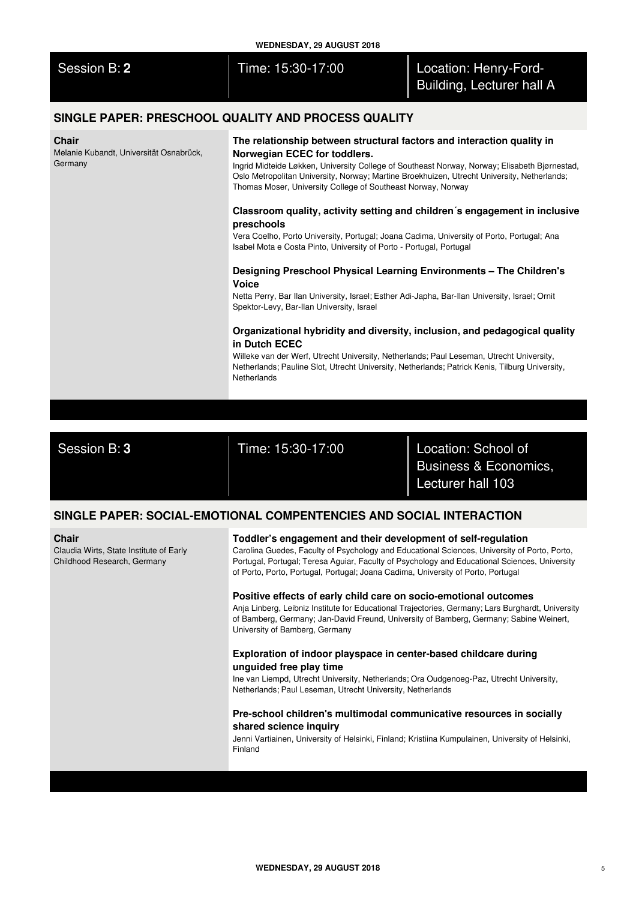## Session B: **2** | Time: 15:30-17:00 | Location: Henry-Ford-Building, Lecturer hall A

### SINGLE PAPER: PRESCHOOL QUALITY AND PROCESS QUALITY

**Chair**
Melanie Kubandt, Universität Osnabrück, Germany

**The relationship between structural factors and interaction quality in Norwegian ECEC for toddlers.**
Ingrid Midteide Løkken, University College of Southeast Norway, Norway; Elisabeth Bjørnestad, Oslo Metropolitan University, Norway; Martine Broekhuizen, Utrecht University, Netherlands; Thomas Moser, University College of Southeast Norway, Norway

**Classroom quality, activity setting and children´s engagement in inclusive preschools**
Vera Coelho, Porto University, Portugal; Joana Cadima, University of Porto, Portugal; Ana Isabel Mota e Costa Pinto, University of Porto - Portugal, Portugal

**Designing Preschool Physical Learning Environments – The Children's Voice**
Netta Perry, Bar Ilan University, Israel; Esther Adi-Japha, Bar-Ilan University, Israel; Ornit Spektor-Levy, Bar-Ilan University, Israel

**Organizational hybridity and diversity, inclusion, and pedagogical quality in Dutch ECEC**
Willeke van der Werf, Utrecht University, Netherlands; Paul Leseman, Utrecht University, Netherlands; Pauline Slot, Utrecht University, Netherlands; Patrick Kenis, Tilburg University, Netherlands

## Session B: **3** | Time: 15:30-17:00 | Location: School of Business & Economics, Lecturer hall 103

### SINGLE PAPER: SOCIAL-EMOTIONAL COMPENTENCIES AND SOCIAL INTERACTION

**Chair**
Claudia Wirts, State Institute of Early Childhood Research, Germany

**Toddler's engagement and their development of self-regulation**
Carolina Guedes, Faculty of Psychology and Educational Sciences, University of Porto, Porto, Portugal, Portugal; Teresa Aguiar, Faculty of Psychology and Educational Sciences, University of Porto, Porto, Portugal, Portugal; Joana Cadima, University of Porto, Portugal

**Positive effects of early child care on socio-emotional outcomes**
Anja Linberg, Leibniz Institute for Educational Trajectories, Germany; Lars Burghardt, University of Bamberg, Germany; Jan-David Freund, University of Bamberg, Germany; Sabine Weinert, University of Bamberg, Germany

**Exploration of indoor playspace in center-based childcare during unguided free play time**
Ine van Liempd, Utrecht University, Netherlands; Ora Oudgenoeg-Paz, Utrecht University, Netherlands; Paul Leseman, Utrecht University, Netherlands

**Pre-school children's multimodal communicative resources in socially shared science inquiry**
Jenni Vartiainen, University of Helsinki, Finland; Kristiina Kumpulainen, University of Helsinki, Finland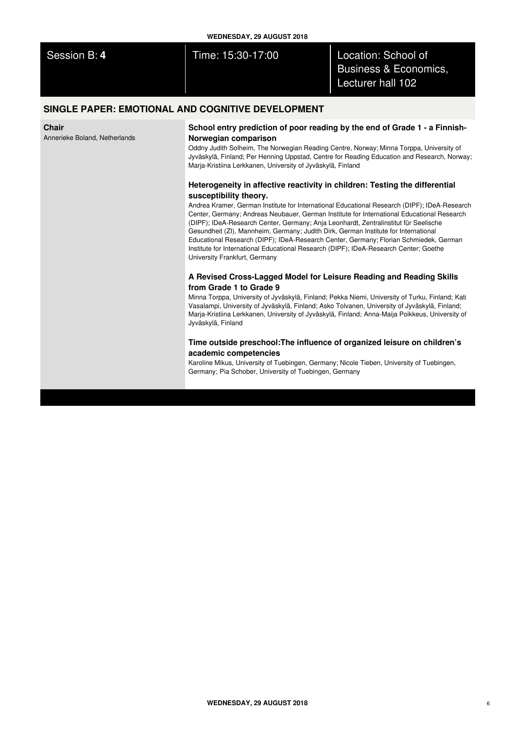Session B: **4** | Time: 15:30-17:00 | Location: School of Business & Economics, Lecturer hall 102

## SINGLE PAPER: EMOTIONAL AND COGNITIVE DEVELOPMENT

**Chair**
Annerieke Boland, Netherlands

### School entry prediction of poor reading by the end of Grade 1 - a Finnish-Norwegian comparison

Oddny Judith Solheim, The Norwegian Reading Centre, Norway; Minna Torppa, University of Jyväskylä, Finland; Per Henning Uppstad, Centre for Reading Education and Research, Norway; Marja-Kristiina Lerkkanen, University of Jyväskylä, Finland

### Heterogeneity in affective reactivity in children: Testing the differential susceptibility theory.

Andrea Kramer, German Institute for International Educational Research (DIPF); IDeA-Research Center, Germany; Andreas Neubauer, German Institute for International Educational Research (DIPF); IDeA-Research Center, Germany; Anja Leonhardt, Zentralinstitut für Seelische Gesundheit (ZI), Mannheim, Germany; Judith Dirk, German Institute for International Educational Research (DIPF); IDeA-Research Center, Germany; Florian Schmiedek, German Institute for International Educational Research (DIPF); IDeA-Research Center; Goethe University Frankfurt, Germany

### A Revised Cross-Lagged Model for Leisure Reading and Reading Skills from Grade 1 to Grade 9

Minna Torppa, University of Jyväskylä, Finland; Pekka Niemi, University of Turku, Finland; Kati Vasalampi, University of Jyväskylä, Finland; Asko Tolvanen, University of Jyväskylä, Finland; Marja-Kristiina Lerkkanen, University of Jyväskylä, Finland; Anna-Maija Poikkeus, University of Jyväskylä, Finland

### Time outside preschool:The influence of organized leisure on children's academic competencies

Karoline Mikus, University of Tuebingen, Germany; Nicole Tieben, University of Tuebingen, Germany; Pia Schober, University of Tuebingen, Germany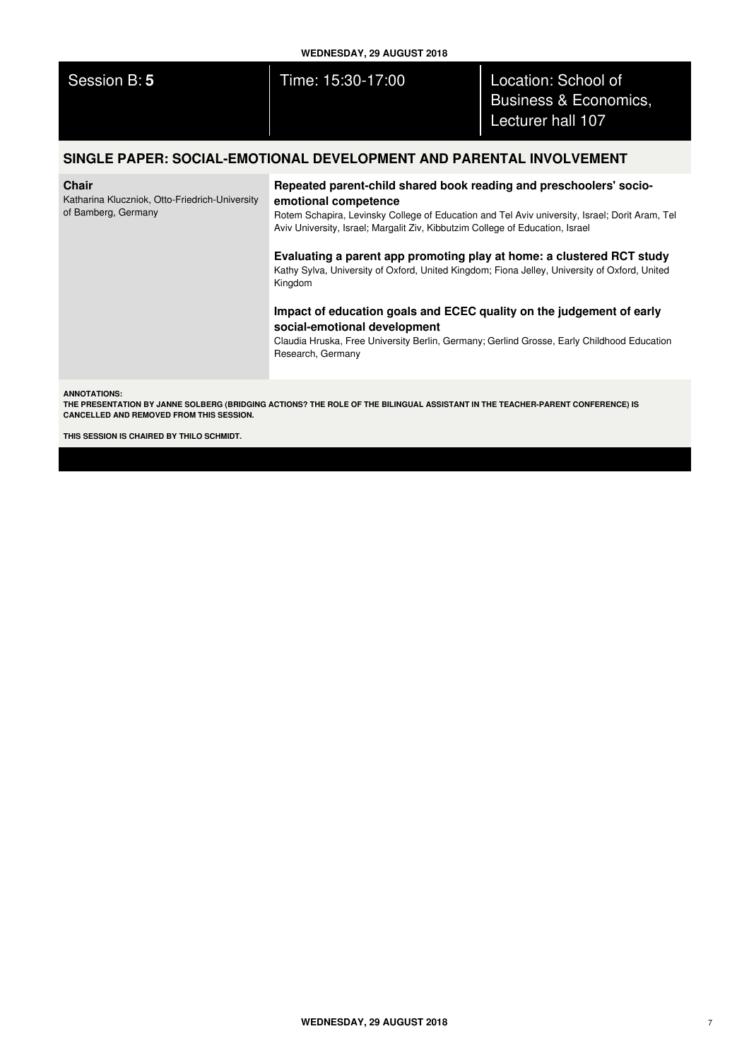| Session B: **5** | Time: 15:30-17:00 | Location: School of Business & Economics, Lecturer hall 107 |
| --- | --- | --- |

## SINGLE PAPER: SOCIAL-EMOTIONAL DEVELOPMENT AND PARENTAL INVOLVEMENT

**Chair**
Katharina Kluczniok, Otto-Friedrich-University of Bamberg, Germany

**Repeated parent-child shared book reading and preschoolers' socio-emotional competence**
Rotem Schapira, Levinsky College of Education and Tel Aviv university, Israel; Dorit Aram, Tel Aviv University, Israel; Margalit Ziv, Kibbutzim College of Education, Israel

**Evaluating a parent app promoting play at home: a clustered RCT study**
Kathy Sylva, University of Oxford, United Kingdom; Fiona Jelley, University of Oxford, United Kingdom

**Impact of education goals and ECEC quality on the judgement of early social-emotional development**
Claudia Hruska, Free University Berlin, Germany; Gerlind Grosse, Early Childhood Education Research, Germany

**ANNOTATIONS:**
**THE PRESENTATION BY JANNE SOLBERG (BRIDGING ACTIONS? THE ROLE OF THE BILINGUAL ASSISTANT IN THE TEACHER-PARENT CONFERENCE) IS CANCELLED AND REMOVED FROM THIS SESSION.**

**THIS SESSION IS CHAIRED BY THILO SCHMIDT.**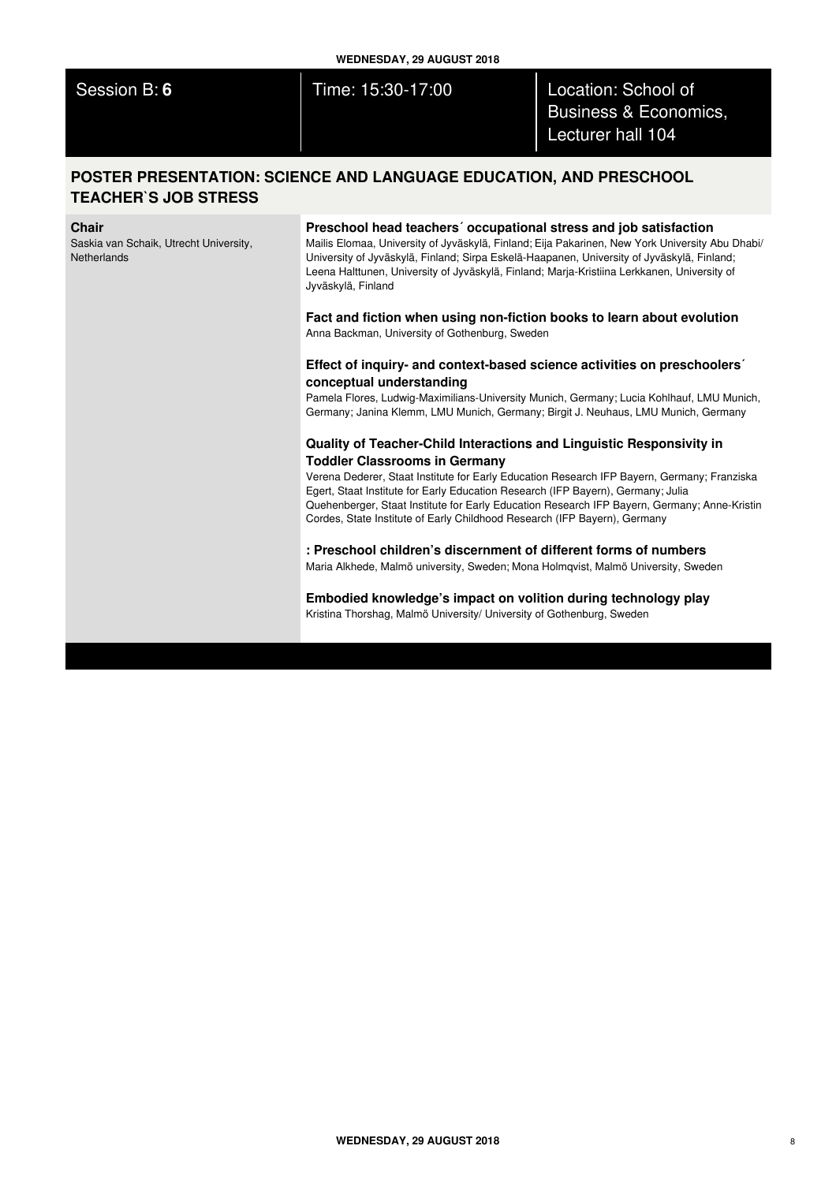Session B: **6** | Time: 15:30-17:00 | Location: School of Business & Economics, Lecturer hall 104

## POSTER PRESENTATION: SCIENCE AND LANGUAGE EDUCATION, AND PRESCHOOL TEACHER`S JOB STRESS

**Chair**
Saskia van Schaik, Utrecht University, Netherlands

**Preschool head teachers´ occupational stress and job satisfaction**
Mailis Elomaa, University of Jyväskylä, Finland; Eija Pakarinen, New York University Abu Dhabi/ University of Jyväskylä, Finland; Sirpa Eskelä-Haapanen, University of Jyväskylä, Finland; Leena Halttunen, University of Jyväskylä, Finland; Marja-Kristiina Lerkkanen, University of Jyväskylä, Finland

**Fact and fiction when using non-fiction books to learn about evolution**
Anna Backman, University of Gothenburg, Sweden

**Effect of inquiry- and context-based science activities on preschoolers´ conceptual understanding**
Pamela Flores, Ludwig-Maximilians-University Munich, Germany; Lucia Kohlhauf, LMU Munich, Germany; Janina Klemm, LMU Munich, Germany; Birgit J. Neuhaus, LMU Munich, Germany

**Quality of Teacher-Child Interactions and Linguistic Responsivity in Toddler Classrooms in Germany**
Verena Dederer, Staat Institute for Early Education Research IFP Bayern, Germany; Franziska Egert, Staat Institute for Early Education Research (IFP Bayern), Germany; Julia Quehenberger, Staat Institute for Early Education Research IFP Bayern, Germany; Anne-Kristin Cordes, State Institute of Early Childhood Research (IFP Bayern), Germany

**: Preschool children's discernment of different forms of numbers**
Maria Alkhede, Malmö university, Sweden; Mona Holmqvist, Malmö University, Sweden

**Embodied knowledge's impact on volition during technology play**
Kristina Thorshag, Malmö University/ University of Gothenburg, Sweden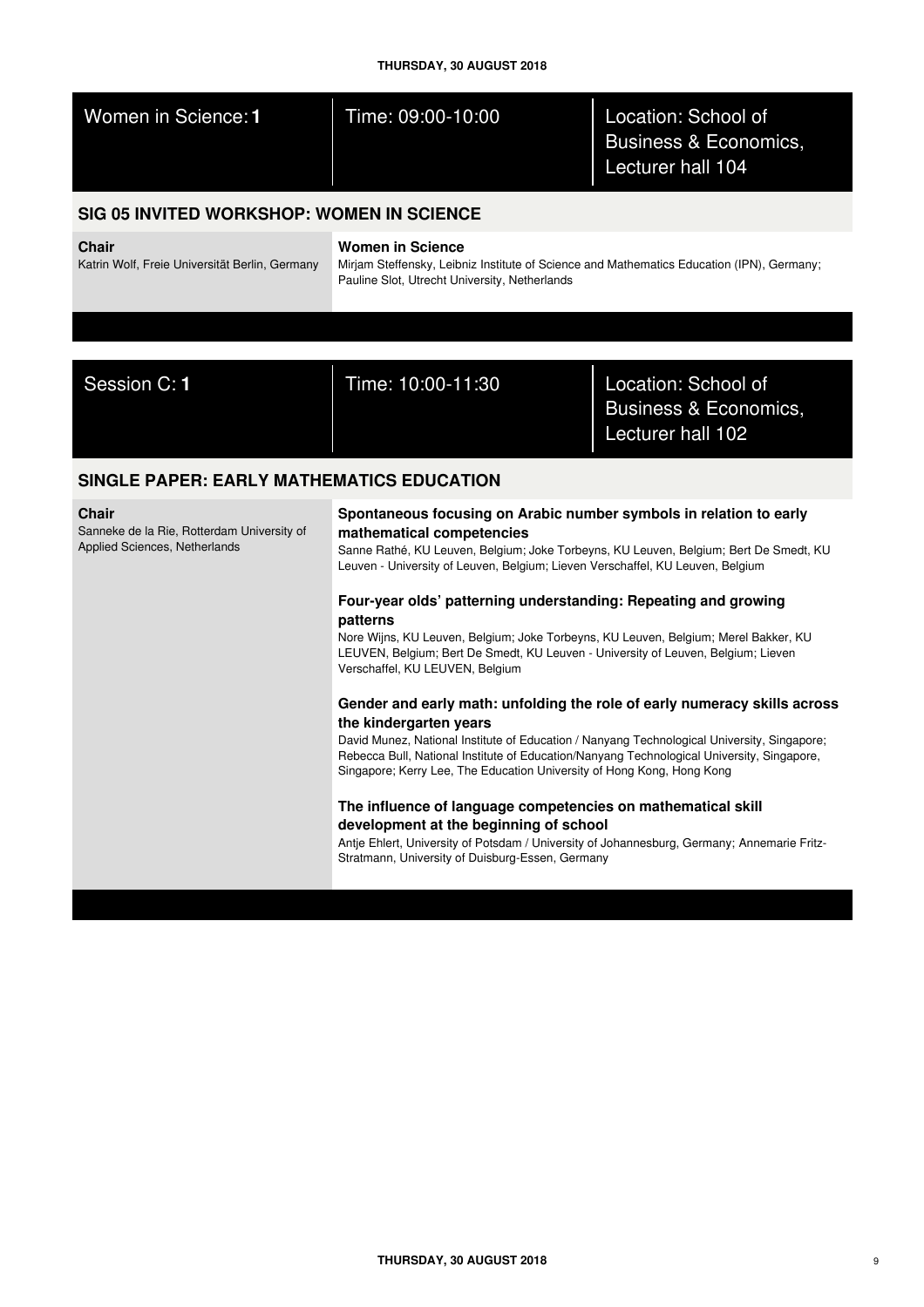Women in Science: **1** | Time: 09:00-10:00 | Location: School of Business & Economics, Lecturer hall 104

## SIG 05 INVITED WORKSHOP: WOMEN IN SCIENCE

**Chair**
Katrin Wolf, Freie Universität Berlin, Germany

**Women in Science**
Mirjam Steffensky, Leibniz Institute of Science and Mathematics Education (IPN), Germany; Pauline Slot, Utrecht University, Netherlands

Session C: **1** | Time: 10:00-11:30 | Location: School of Business & Economics, Lecturer hall 102

## SINGLE PAPER: EARLY MATHEMATICS EDUCATION

**Chair**
Sanneke de la Rie, Rotterdam University of Applied Sciences, Netherlands

**Spontaneous focusing on Arabic number symbols in relation to early mathematical competencies**
Sanne Rathé, KU Leuven, Belgium; Joke Torbeyns, KU Leuven, Belgium; Bert De Smedt, KU Leuven - University of Leuven, Belgium; Lieven Verschaffel, KU Leuven, Belgium

**Four-year olds' patterning understanding: Repeating and growing patterns**
Nore Wijns, KU Leuven, Belgium; Joke Torbeyns, KU Leuven, Belgium; Merel Bakker, KU LEUVEN, Belgium; Bert De Smedt, KU Leuven - University of Leuven, Belgium; Lieven Verschaffel, KU LEUVEN, Belgium

**Gender and early math: unfolding the role of early numeracy skills across the kindergarten years**
David Munez, National Institute of Education / Nanyang Technological University, Singapore; Rebecca Bull, National Institute of Education/Nanyang Technological University, Singapore, Singapore; Kerry Lee, The Education University of Hong Kong, Hong Kong

**The influence of language competencies on mathematical skill development at the beginning of school**
Antje Ehlert, University of Potsdam / University of Johannesburg, Germany; Annemarie Fritz-Stratmann, University of Duisburg-Essen, Germany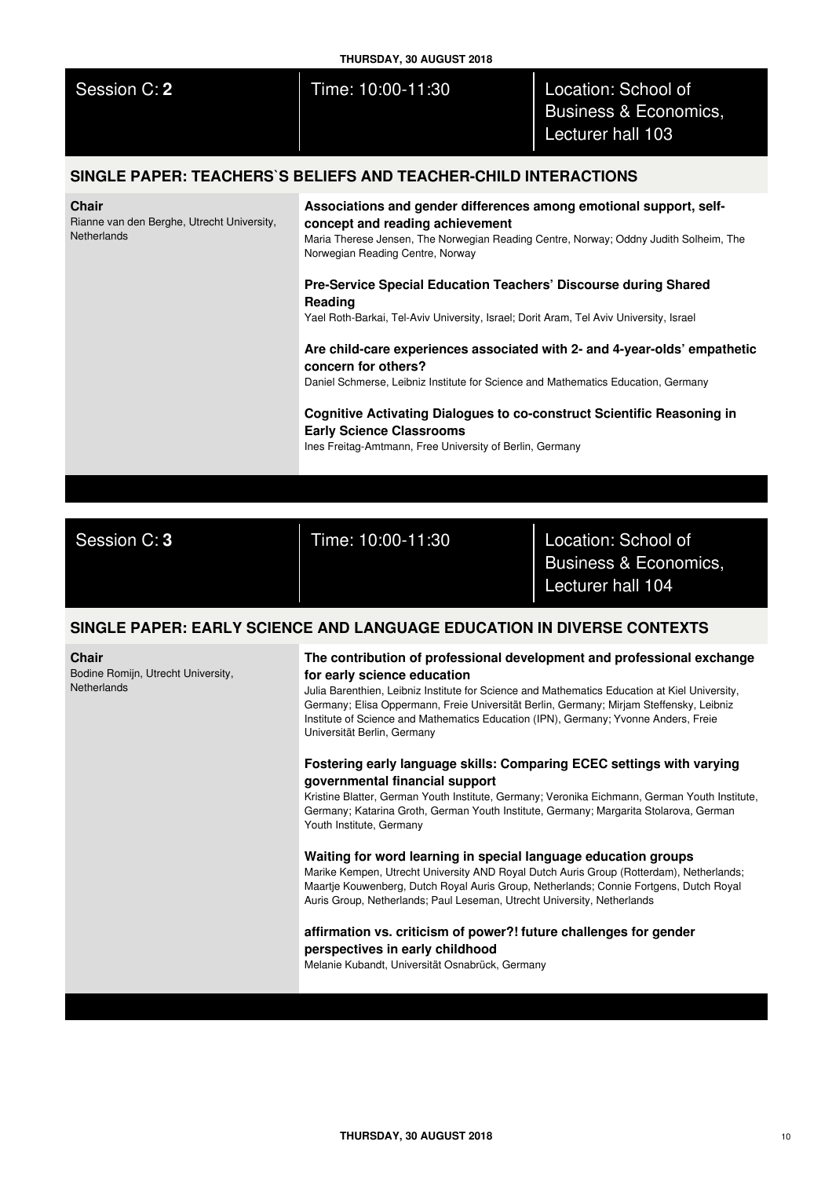## Session C: 2

Time: 10:00-11:30

Location: School of Business & Economics, Lecturer hall 103

### SINGLE PAPER: TEACHERS`S BELIEFS AND TEACHER-CHILD INTERACTIONS

**Chair**
Rianne van den Berghe, Utrecht University, Netherlands

**Associations and gender differences among emotional support, self-concept and reading achievement**
Maria Therese Jensen, The Norwegian Reading Centre, Norway; Oddny Judith Solheim, The Norwegian Reading Centre, Norway

**Pre-Service Special Education Teachers' Discourse during Shared Reading**
Yael Roth-Barkai, Tel-Aviv University, Israel; Dorit Aram, Tel Aviv University, Israel

**Are child-care experiences associated with 2- and 4-year-olds' empathetic concern for others?**
Daniel Schmerse, Leibniz Institute for Science and Mathematics Education, Germany

**Cognitive Activating Dialogues to co-construct Scientific Reasoning in Early Science Classrooms**
Ines Freitag-Amtmann, Free University of Berlin, Germany

## Session C: 3

Time: 10:00-11:30

Location: School of Business & Economics, Lecturer hall 104

### SINGLE PAPER: EARLY SCIENCE AND LANGUAGE EDUCATION IN DIVERSE CONTEXTS

**Chair**
Bodine Romijn, Utrecht University, Netherlands

**The contribution of professional development and professional exchange for early science education**
Julia Barenthien, Leibniz Institute for Science and Mathematics Education at Kiel University, Germany; Elisa Oppermann, Freie Universität Berlin, Germany; Mirjam Steffensky, Leibniz Institute of Science and Mathematics Education (IPN), Germany; Yvonne Anders, Freie Universität Berlin, Germany

**Fostering early language skills: Comparing ECEC settings with varying governmental financial support**
Kristine Blatter, German Youth Institute, Germany; Veronika Eichmann, German Youth Institute, Germany; Katarina Groth, German Youth Institute, Germany; Margarita Stolarova, German Youth Institute, Germany

**Waiting for word learning in special language education groups**
Marike Kempen, Utrecht University AND Royal Dutch Auris Group (Rotterdam), Netherlands; Maartje Kouwenberg, Dutch Royal Auris Group, Netherlands; Connie Fortgens, Dutch Royal Auris Group, Netherlands; Paul Leseman, Utrecht University, Netherlands

**affirmation vs. criticism of power?! future challenges for gender perspectives in early childhood**
Melanie Kubandt, Universität Osnabrück, Germany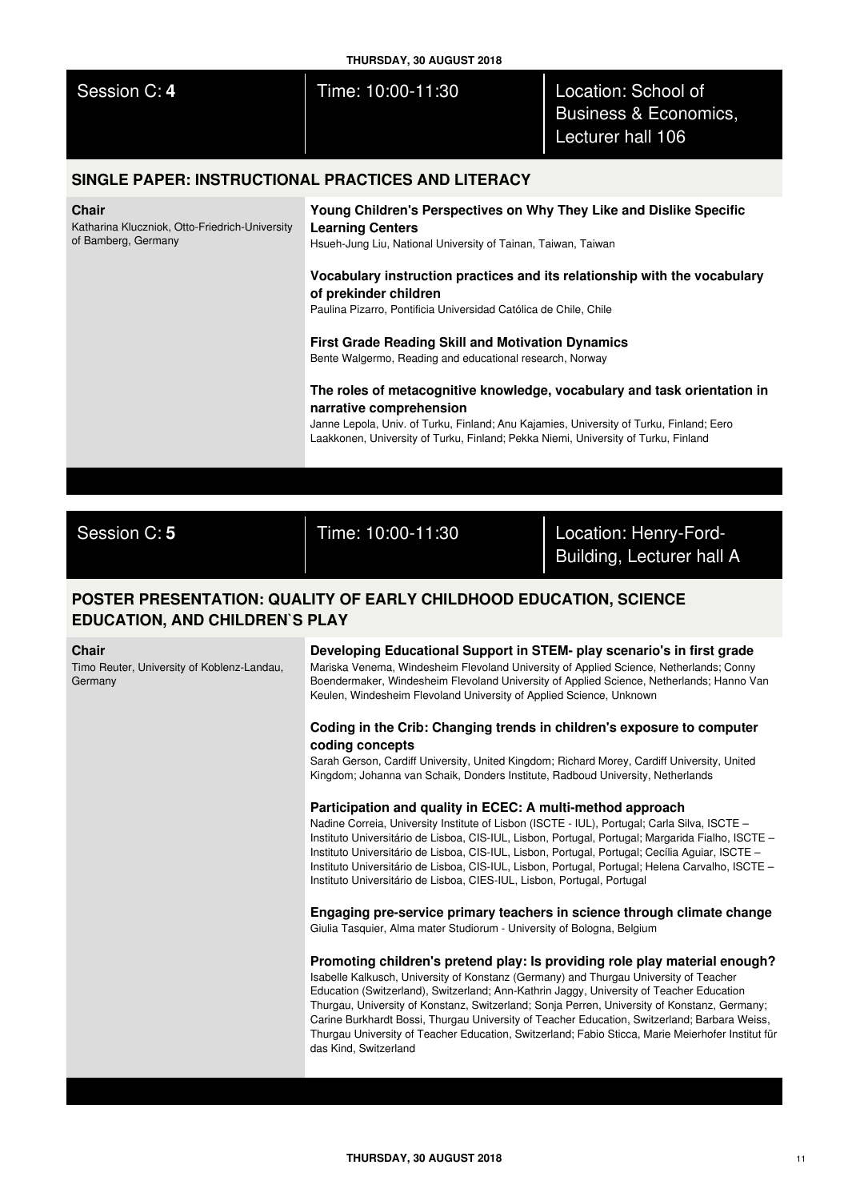| Session C: **4** | Time: 10:00-11:30 | Location: School of Business & Economics, Lecturer hall 106 |
|---|---|---|

## SINGLE PAPER: INSTRUCTIONAL PRACTICES AND LITERACY

**Chair**
Katharina Kluczniok, Otto-Friedrich-University of Bamberg, Germany

**Young Children's Perspectives on Why They Like and Dislike Specific Learning Centers**
Hsueh-Jung Liu, National University of Tainan, Taiwan, Taiwan

**Vocabulary instruction practices and its relationship with the vocabulary of prekinder children**
Paulina Pizarro, Pontificia Universidad Católica de Chile, Chile

**First Grade Reading Skill and Motivation Dynamics**
Bente Walgermo, Reading and educational research, Norway

**The roles of metacognitive knowledge, vocabulary and task orientation in narrative comprehension**
Janne Lepola, Univ. of Turku, Finland; Anu Kajamies, University of Turku, Finland; Eero Laakkonen, University of Turku, Finland; Pekka Niemi, University of Turku, Finland

| Session C: **5** | Time: 10:00-11:30 | Location: Henry-Ford-Building, Lecturer hall A |
|---|---|---|

## POSTER PRESENTATION: QUALITY OF EARLY CHILDHOOD EDUCATION, SCIENCE EDUCATION, AND CHILDREN`S PLAY

**Chair**
Timo Reuter, University of Koblenz-Landau, Germany

**Developing Educational Support in STEM- play scenario's in first grade**
Mariska Venema, Windesheim Flevoland University of Applied Science, Netherlands; Conny Boendermaker, Windesheim Flevoland University of Applied Science, Netherlands; Hanno Van Keulen, Windesheim Flevoland University of Applied Science, Unknown

**Coding in the Crib: Changing trends in children's exposure to computer coding concepts**
Sarah Gerson, Cardiff University, United Kingdom; Richard Morey, Cardiff University, United Kingdom; Johanna van Schaik, Donders Institute, Radboud University, Netherlands

**Participation and quality in ECEC: A multi-method approach**
Nadine Correia, University Institute of Lisbon (ISCTE - IUL), Portugal; Carla Silva, ISCTE – Instituto Universitário de Lisboa, CIS-IUL, Lisbon, Portugal, Portugal; Margarida Fialho, ISCTE – Instituto Universitário de Lisboa, CIS-IUL, Lisbon, Portugal, Portugal; Cecília Aguiar, ISCTE – Instituto Universitário de Lisboa, CIS-IUL, Lisbon, Portugal, Portugal; Helena Carvalho, ISCTE – Instituto Universitário de Lisboa, CIES-IUL, Lisbon, Portugal, Portugal

**Engaging pre-service primary teachers in science through climate change**
Giulia Tasquier, Alma mater Studiorum - University of Bologna, Belgium

**Promoting children's pretend play: Is providing role play material enough?**
Isabelle Kalkusch, University of Konstanz (Germany) and Thurgau University of Teacher Education (Switzerland), Switzerland; Ann-Kathrin Jaggy, University of Teacher Education Thurgau, University of Konstanz, Switzerland; Sonja Perren, University of Konstanz, Germany; Carine Burkhardt Bossi, Thurgau University of Teacher Education, Switzerland; Barbara Weiss, Thurgau University of Teacher Education, Switzerland; Fabio Sticca, Marie Meierhofer Institut für das Kind, Switzerland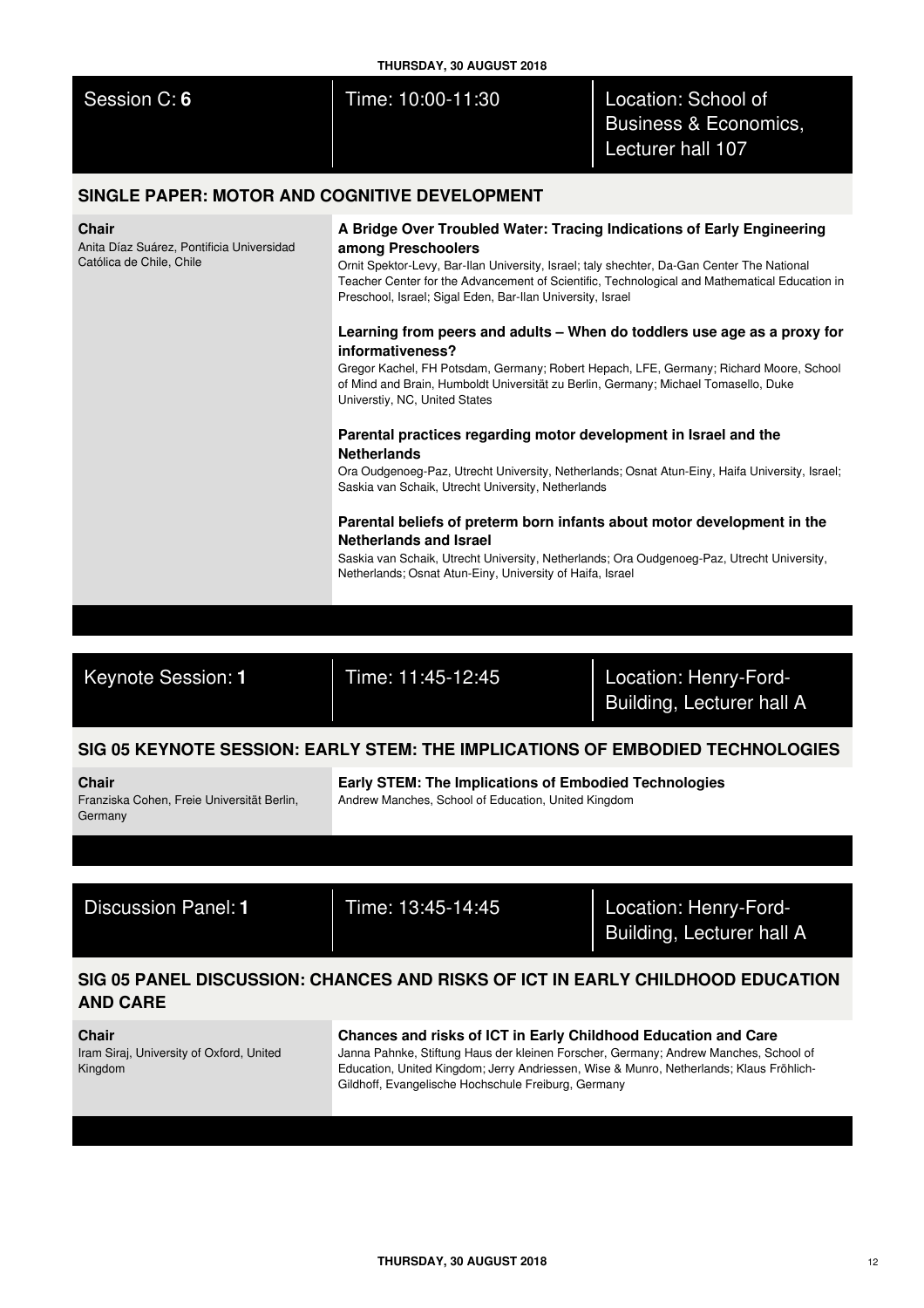Session C: **6** | Time: 10:00-11:30 | Location: School of Business & Economics, Lecturer hall 107

## SINGLE PAPER: MOTOR AND COGNITIVE DEVELOPMENT

**Chair**
Anita Díaz Suárez, Pontificia Universidad Católica de Chile, Chile

**A Bridge Over Troubled Water: Tracing Indications of Early Engineering among Preschoolers**
Ornit Spektor-Levy, Bar-Ilan University, Israel; taly shechter, Da-Gan Center The National Teacher Center for the Advancement of Scientific, Technological and Mathematical Education in Preschool, Israel; Sigal Eden, Bar-Ilan University, Israel

**Learning from peers and adults – When do toddlers use age as a proxy for informativeness?**
Gregor Kachel, FH Potsdam, Germany; Robert Hepach, LFE, Germany; Richard Moore, School of Mind and Brain, Humboldt Universität zu Berlin, Germany; Michael Tomasello, Duke Universtiy, NC, United States

**Parental practices regarding motor development in Israel and the Netherlands**
Ora Oudgenoeg-Paz, Utrecht University, Netherlands; Osnat Atun-Einy, Haifa University, Israel; Saskia van Schaik, Utrecht University, Netherlands

**Parental beliefs of preterm born infants about motor development in the Netherlands and Israel**
Saskia van Schaik, Utrecht University, Netherlands; Ora Oudgenoeg-Paz, Utrecht University, Netherlands; Osnat Atun-Einy, University of Haifa, Israel

Keynote Session: **1** | Time: 11:45-12:45 | Location: Henry-Ford-Building, Lecturer hall A

## SIG 05 KEYNOTE SESSION: EARLY STEM: THE IMPLICATIONS OF EMBODIED TECHNOLOGIES

**Chair**
Franziska Cohen, Freie Universität Berlin, Germany

**Early STEM: The Implications of Embodied Technologies**
Andrew Manches, School of Education, United Kingdom

Discussion Panel: **1** | Time: 13:45-14:45 | Location: Henry-Ford-Building, Lecturer hall A

## SIG 05 PANEL DISCUSSION: CHANCES AND RISKS OF ICT IN EARLY CHILDHOOD EDUCATION AND CARE

**Chair**
Iram Siraj, University of Oxford, United Kingdom

**Chances and risks of ICT in Early Childhood Education and Care**
Janna Pahnke, Stiftung Haus der kleinen Forscher, Germany; Andrew Manches, School of Education, United Kingdom; Jerry Andriessen, Wise & Munro, Netherlands; Klaus Fröhlich-Gildhoff, Evangelische Hochschule Freiburg, Germany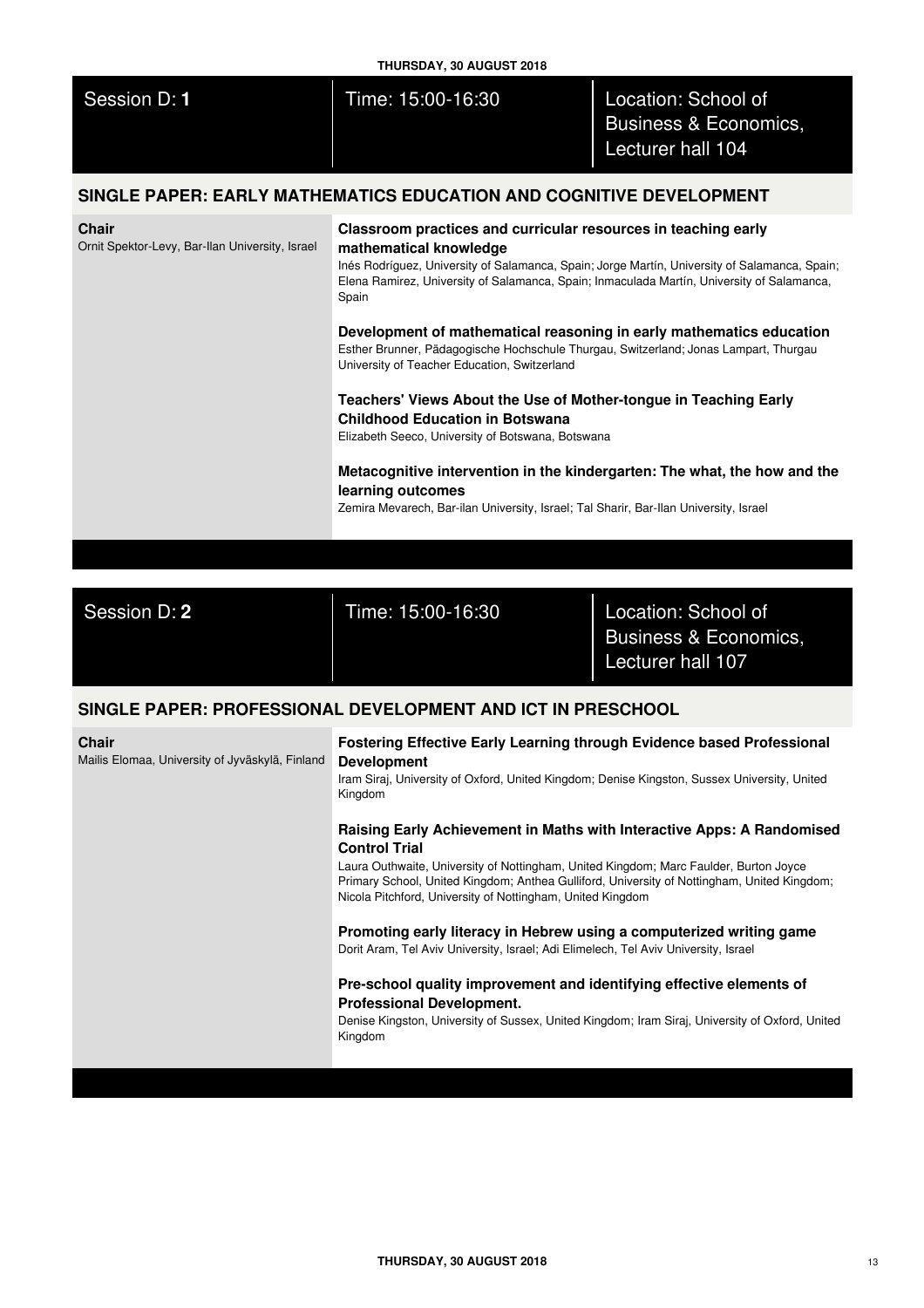Session D: **1** | Time: 15:00-16:30 | Location: School of Business & Economics, Lecturer hall 104

## SINGLE PAPER: EARLY MATHEMATICS EDUCATION AND COGNITIVE DEVELOPMENT

**Chair**
Ornit Spektor-Levy, Bar-Ilan University, Israel

**Classroom practices and curricular resources in teaching early mathematical knowledge**
Inés Rodríguez, University of Salamanca, Spain; Jorge Martín, University of Salamanca, Spain; Elena Ramirez, University of Salamanca, Spain; Inmaculada Martín, University of Salamanca, Spain

**Development of mathematical reasoning in early mathematics education**
Esther Brunner, Pädagogische Hochschule Thurgau, Switzerland; Jonas Lampart, Thurgau University of Teacher Education, Switzerland

**Teachers' Views About the Use of Mother-tongue in Teaching Early Childhood Education in Botswana**
Elizabeth Seeco, University of Botswana, Botswana

**Metacognitive intervention in the kindergarten: The what, the how and the learning outcomes**
Zemira Mevarech, Bar-ilan University, Israel; Tal Sharir, Bar-Ilan University, Israel

Session D: **2** | Time: 15:00-16:30 | Location: School of Business & Economics, Lecturer hall 107

## SINGLE PAPER: PROFESSIONAL DEVELOPMENT AND ICT IN PRESCHOOL

**Chair**
Mailis Elomaa, University of Jyväskylä, Finland

**Fostering Effective Early Learning through Evidence based Professional Development**
Iram Siraj, University of Oxford, United Kingdom; Denise Kingston, Sussex University, United Kingdom

**Raising Early Achievement in Maths with Interactive Apps: A Randomised Control Trial**
Laura Outhwaite, University of Nottingham, United Kingdom; Marc Faulder, Burton Joyce Primary School, United Kingdom; Anthea Gulliford, University of Nottingham, United Kingdom; Nicola Pitchford, University of Nottingham, United Kingdom

**Promoting early literacy in Hebrew using a computerized writing game**
Dorit Aram, Tel Aviv University, Israel; Adi Elimelech, Tel Aviv University, Israel

**Pre-school quality improvement and identifying effective elements of Professional Development.**
Denise Kingston, University of Sussex, United Kingdom; Iram Siraj, University of Oxford, United Kingdom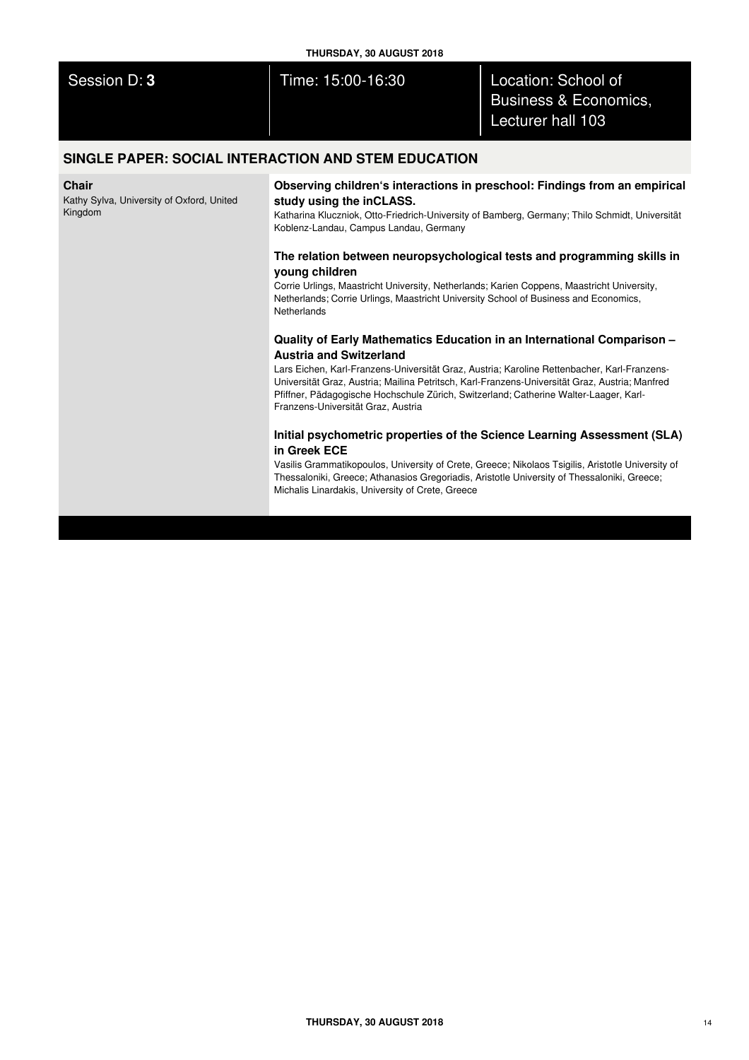Session D: **3** | Time: 15:00-16:30 | Location: School of Business & Economics, Lecturer hall 103

## SINGLE PAPER: SOCIAL INTERACTION AND STEM EDUCATION

**Chair**
Kathy Sylva, University of Oxford, United Kingdom

### Observing children's interactions in preschool: Findings from an empirical study using the inCLASS.

Katharina Kluczniok, Otto-Friedrich-University of Bamberg, Germany; Thilo Schmidt, Universität Koblenz-Landau, Campus Landau, Germany

### The relation between neuropsychological tests and programming skills in young children

Corrie Urlings, Maastricht University, Netherlands; Karien Coppens, Maastricht University, Netherlands; Corrie Urlings, Maastricht University School of Business and Economics, Netherlands

### Quality of Early Mathematics Education in an International Comparison – Austria and Switzerland

Lars Eichen, Karl-Franzens-Universität Graz, Austria; Karoline Rettenbacher, Karl-Franzens-Universität Graz, Austria; Mailina Petritsch, Karl-Franzens-Universität Graz, Austria; Manfred Pfiffner, Pädagogische Hochschule Zürich, Switzerland; Catherine Walter-Laager, Karl-Franzens-Universität Graz, Austria

### Initial psychometric properties of the Science Learning Assessment (SLA) in Greek ECE

Vasilis Grammatikopoulos, University of Crete, Greece; Nikolaos Tsigilis, Aristotle University of Thessaloniki, Greece; Athanasios Gregoriadis, Aristotle University of Thessaloniki, Greece; Michalis Linardakis, University of Crete, Greece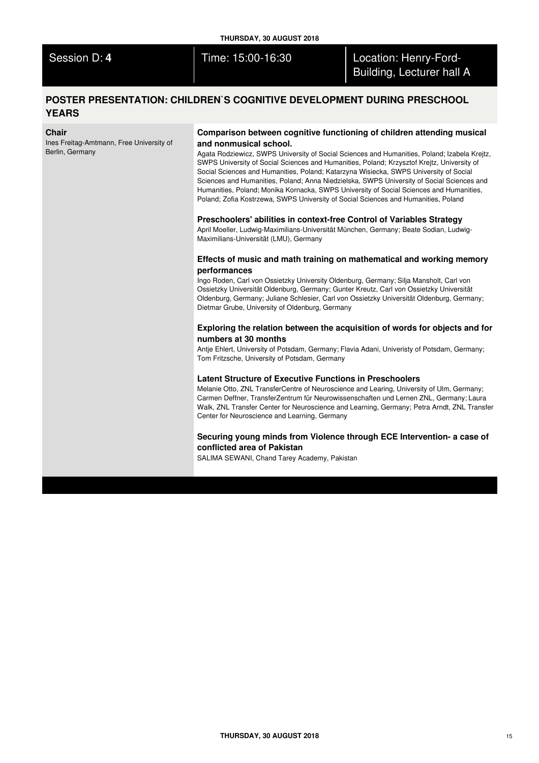Session D: **4** | Time: 15:00-16:30 | Location: Henry-Ford-Building, Lecturer hall A

## POSTER PRESENTATION: CHILDREN`S COGNITIVE DEVELOPMENT DURING PRESCHOOL YEARS

**Chair**
Ines Freitag-Amtmann, Free University of Berlin, Germany

### Comparison between cognitive functioning of children attending musical and nonmusical school.

Agata Rodziewicz, SWPS University of Social Sciences and Humanities, Poland; Izabela Krejtz, SWPS University of Social Sciences and Humanities, Poland; Krzysztof Krejtz, University of Social Sciences and Humanities, Poland; Katarzyna Wisiecka, SWPS University of Social Sciences and Humanities, Poland; Anna Niedzielska, SWPS University of Social Sciences and Humanities, Poland; Monika Kornacka, SWPS University of Social Sciences and Humanities, Poland; Zofia Kostrzewa, SWPS University of Social Sciences and Humanities, Poland

### Preschoolers' abilities in context-free Control of Variables Strategy

April Moeller, Ludwig-Maximilians-Universität München, Germany; Beate Sodian, Ludwig-Maximilians-Universität (LMU), Germany

### Effects of music and math training on mathematical and working memory performances

Ingo Roden, Carl von Ossietzky University Oldenburg, Germany; Silja Mansholt, Carl von Ossietzky Universität Oldenburg, Germany; Gunter Kreutz, Carl von Ossietzky Universität Oldenburg, Germany; Juliane Schlesier, Carl von Ossietzky Universität Oldenburg, Germany; Dietmar Grube, University of Oldenburg, Germany

### Exploring the relation between the acquisition of words for objects and for numbers at 30 months

Antje Ehlert, University of Potsdam, Germany; Flavia Adani, Univeristy of Potsdam, Germany; Tom Fritzsche, University of Potsdam, Germany

### Latent Structure of Executive Functions in Preschoolers

Melanie Otto, ZNL TransferCentre of Neuroscience and Learing, University of Ulm, Germany; Carmen Deffner, TransferZentrum für Neurowissenschaften und Lernen ZNL, Germany; Laura Walk, ZNL Transfer Center for Neuroscience and Learning, Germany; Petra Arndt, ZNL Transfer Center for Neuroscience and Learning, Germany

### Securing young minds from Violence through ECE Intervention- a case of conflicted area of Pakistan

SALIMA SEWANI, Chand Tarey Academy, Pakistan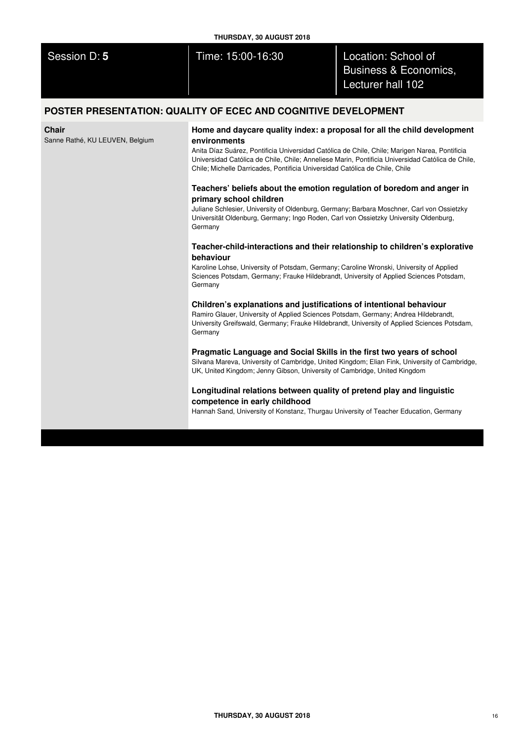Session D: **5** | Time: 15:00-16:30 | Location: School of Business & Economics, Lecturer hall 102

## POSTER PRESENTATION: QUALITY OF ECEC AND COGNITIVE DEVELOPMENT

**Chair**
Sanne Rathé, KU LEUVEN, Belgium

**Home and daycare quality index: a proposal for all the child development environments**
Anita Díaz Suárez, Pontificia Universidad Católica de Chile, Chile; Marigen Narea, Pontificia Universidad Católica de Chile, Chile; Anneliese Marin, Pontificia Universidad Católica de Chile, Chile; Michelle Darricades, Pontificia Universidad Católica de Chile, Chile

**Teachers' beliefs about the emotion regulation of boredom and anger in primary school children**
Juliane Schlesier, University of Oldenburg, Germany; Barbara Moschner, Carl von Ossietzky Universität Oldenburg, Germany; Ingo Roden, Carl von Ossietzky University Oldenburg, Germany

**Teacher-child-interactions and their relationship to children's explorative behaviour**
Karoline Lohse, University of Potsdam, Germany; Caroline Wronski, University of Applied Sciences Potsdam, Germany; Frauke Hildebrandt, University of Applied Sciences Potsdam, Germany

**Children's explanations and justifications of intentional behaviour**
Ramiro Glauer, University of Applied Sciences Potsdam, Germany; Andrea Hildebrandt, University Greifswald, Germany; Frauke Hildebrandt, University of Applied Sciences Potsdam, Germany

**Pragmatic Language and Social Skills in the first two years of school**
Silvana Mareva, University of Cambridge, United Kingdom; Elian Fink, University of Cambridge, UK, United Kingdom; Jenny Gibson, University of Cambridge, United Kingdom

**Longitudinal relations between quality of pretend play and linguistic competence in early childhood**
Hannah Sand, University of Konstanz, Thurgau University of Teacher Education, Germany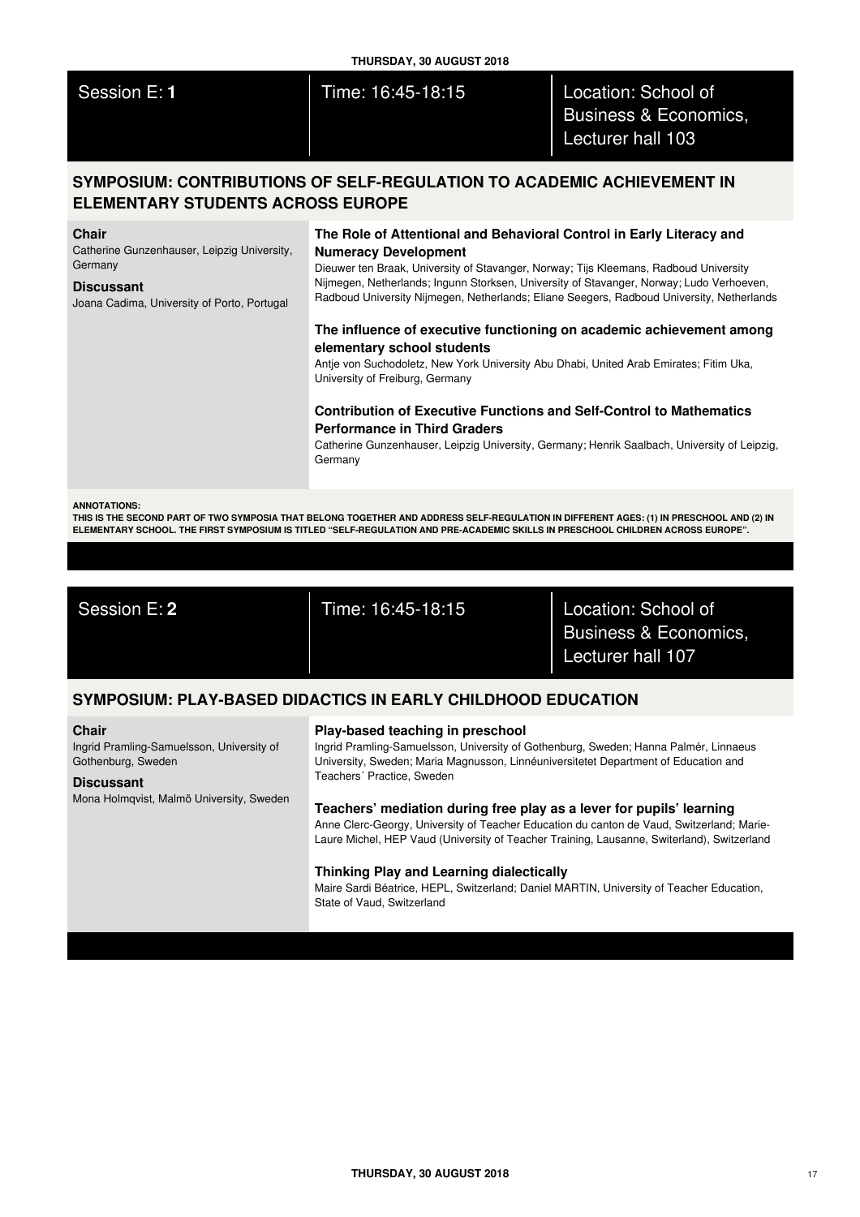Session E: **1** | Time: 16:45-18:15 | Location: School of Business & Economics, Lecturer hall 103

## SYMPOSIUM: CONTRIBUTIONS OF SELF-REGULATION TO ACADEMIC ACHIEVEMENT IN ELEMENTARY STUDENTS ACROSS EUROPE

**Chair**
Catherine Gunzenhauser, Leipzig University, Germany

**Discussant**
Joana Cadima, University of Porto, Portugal

**The Role of Attentional and Behavioral Control in Early Literacy and Numeracy Development**
Dieuwer ten Braak, University of Stavanger, Norway; Tijs Kleemans, Radboud University Nijmegen, Netherlands; Ingunn Storksen, University of Stavanger, Norway; Ludo Verhoeven, Radboud University Nijmegen, Netherlands; Eliane Seegers, Radboud University, Netherlands

**The influence of executive functioning on academic achievement among elementary school students**
Antje von Suchodoletz, New York University Abu Dhabi, United Arab Emirates; Fitim Uka, University of Freiburg, Germany

**Contribution of Executive Functions and Self-Control to Mathematics Performance in Third Graders**
Catherine Gunzenhauser, Leipzig University, Germany; Henrik Saalbach, University of Leipzig, Germany

**ANNOTATIONS:**
**THIS IS THE SECOND PART OF TWO SYMPOSIA THAT BELONG TOGETHER AND ADDRESS SELF-REGULATION IN DIFFERENT AGES: (1) IN PRESCHOOL AND (2) IN ELEMENTARY SCHOOL. THE FIRST SYMPOSIUM IS TITLED "SELF-REGULATION AND PRE-ACADEMIC SKILLS IN PRESCHOOL CHILDREN ACROSS EUROPE".**

Session E: **2** | Time: 16:45-18:15 | Location: School of Business & Economics, Lecturer hall 107

## SYMPOSIUM: PLAY-BASED DIDACTICS IN EARLY CHILDHOOD EDUCATION

**Chair**
Ingrid Pramling-Samuelsson, University of Gothenburg, Sweden

**Discussant**
Mona Holmqvist, Malmö University, Sweden

**Play-based teaching in preschool**
Ingrid Pramling-Samuelsson, University of Gothenburg, Sweden; Hanna Palmér, Linnaeus University, Sweden; Maria Magnusson, Linnéuniversitetet Department of Education and Teachers´ Practice, Sweden

**Teachers' mediation during free play as a lever for pupils' learning**
Anne Clerc-Georgy, University of Teacher Education du canton de Vaud, Switzerland; Marie-Laure Michel, HEP Vaud (University of Teacher Training, Lausanne, Switzerland), Switzerland

**Thinking Play and Learning dialectically**
Maire Sardi Béatrice, HEPL, Switzerland; Daniel MARTIN, University of Teacher Education, State of Vaud, Switzerland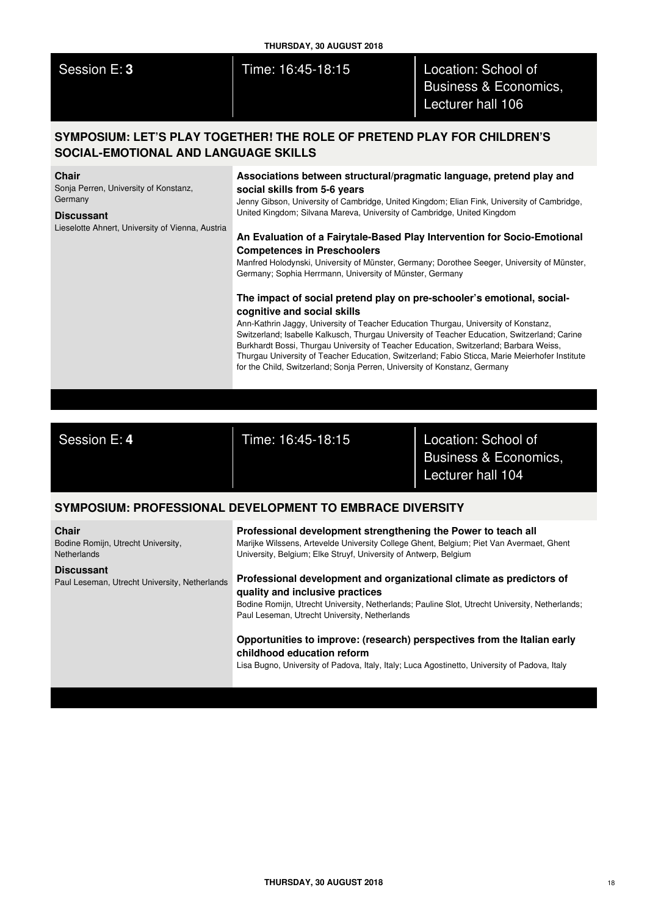Session E: **3** | Time: 16:45-18:15 | Location: School of Business & Economics, Lecturer hall 106

## SYMPOSIUM: LET'S PLAY TOGETHER! THE ROLE OF PRETEND PLAY FOR CHILDREN'S SOCIAL-EMOTIONAL AND LANGUAGE SKILLS

**Chair**
Sonja Perren, University of Konstanz, Germany

**Discussant**
Lieselotte Ahnert, University of Vienna, Austria

**Associations between structural/pragmatic language, pretend play and social skills from 5-6 years**
Jenny Gibson, University of Cambridge, United Kingdom; Elian Fink, University of Cambridge, United Kingdom; Silvana Mareva, University of Cambridge, United Kingdom

**An Evaluation of a Fairytale-Based Play Intervention for Socio-Emotional Competences in Preschoolers**
Manfred Holodynski, University of Münster, Germany; Dorothee Seeger, University of Münster, Germany; Sophia Herrmann, University of Münster, Germany

**The impact of social pretend play on pre-schooler's emotional, social-cognitive and social skills**
Ann-Kathrin Jaggy, University of Teacher Education Thurgau, University of Konstanz, Switzerland; Isabelle Kalkusch, Thurgau University of Teacher Education, Switzerland; Carine Burkhardt Bossi, Thurgau University of Teacher Education, Switzerland; Barbara Weiss, Thurgau University of Teacher Education, Switzerland; Fabio Sticca, Marie Meierhofer Institute for the Child, Switzerland; Sonja Perren, University of Konstanz, Germany

Session E: **4** | Time: 16:45-18:15 | Location: School of Business & Economics, Lecturer hall 104

## SYMPOSIUM: PROFESSIONAL DEVELOPMENT TO EMBRACE DIVERSITY

**Chair**
Bodine Romijn, Utrecht University, Netherlands

**Discussant**
Paul Leseman, Utrecht University, Netherlands

**Professional development strengthening the Power to teach all**
Marijke Wilssens, Artevelde University College Ghent, Belgium; Piet Van Avermaet, Ghent University, Belgium; Elke Struyf, University of Antwerp, Belgium

**Professional development and organizational climate as predictors of quality and inclusive practices**
Bodine Romijn, Utrecht University, Netherlands; Pauline Slot, Utrecht University, Netherlands; Paul Leseman, Utrecht University, Netherlands

**Opportunities to improve: (research) perspectives from the Italian early childhood education reform**
Lisa Bugno, University of Padova, Italy, Italy; Luca Agostinetto, University of Padova, Italy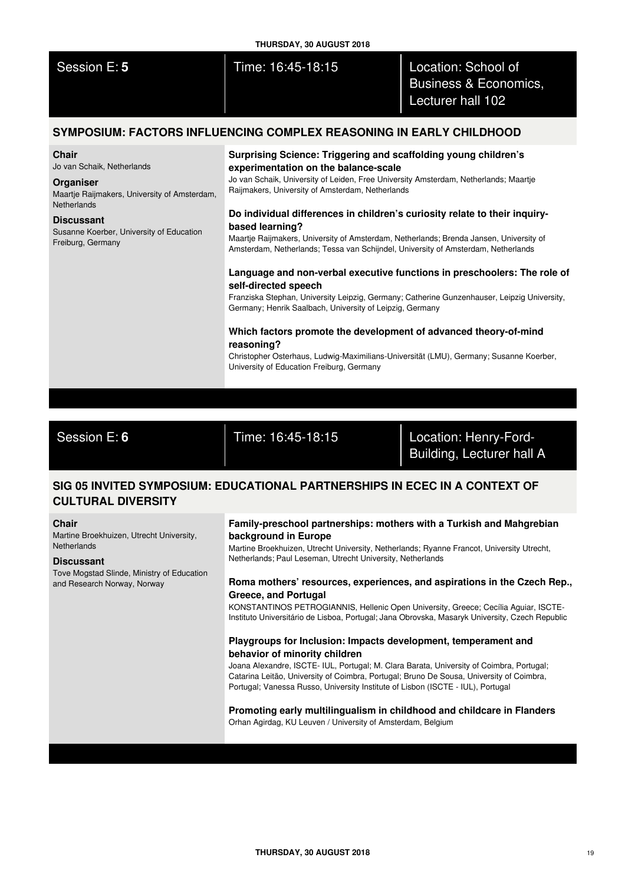Session E: **5** | Time: 16:45-18:15 | Location: School of Business & Economics, Lecturer hall 102

## SYMPOSIUM: FACTORS INFLUENCING COMPLEX REASONING IN EARLY CHILDHOOD

**Chair**
Jo van Schaik, Netherlands

**Organiser**
Maartje Raijmakers, University of Amsterdam, Netherlands

**Discussant**
Susanne Koerber, University of Education Freiburg, Germany

**Surprising Science: Triggering and scaffolding young children's experimentation on the balance-scale**
Jo van Schaik, University of Leiden, Free University Amsterdam, Netherlands; Maartje Raijmakers, University of Amsterdam, Netherlands

**Do individual differences in children's curiosity relate to their inquiry-based learning?**
Maartje Raijmakers, University of Amsterdam, Netherlands; Brenda Jansen, University of Amsterdam, Netherlands; Tessa van Schijndel, University of Amsterdam, Netherlands

**Language and non-verbal executive functions in preschoolers: The role of self-directed speech**
Franziska Stephan, University Leipzig, Germany; Catherine Gunzenhauser, Leipzig University, Germany; Henrik Saalbach, University of Leipzig, Germany

**Which factors promote the development of advanced theory-of-mind reasoning?**
Christopher Osterhaus, Ludwig-Maximilians-Universität (LMU), Germany; Susanne Koerber, University of Education Freiburg, Germany

Session E: **6** | Time: 16:45-18:15 | Location: Henry-Ford-Building, Lecturer hall A

## SIG 05 INVITED SYMPOSIUM: EDUCATIONAL PARTNERSHIPS IN ECEC IN A CONTEXT OF CULTURAL DIVERSITY

**Chair**
Martine Broekhuizen, Utrecht University, Netherlands

**Discussant**
Tove Mogstad Slinde, Ministry of Education and Research Norway, Norway

**Family-preschool partnerships: mothers with a Turkish and Mahgrebian background in Europe**
Martine Broekhuizen, Utrecht University, Netherlands; Ryanne Francot, University Utrecht, Netherlands; Paul Leseman, Utrecht University, Netherlands

**Roma mothers' resources, experiences, and aspirations in the Czech Rep., Greece, and Portugal**
KONSTANTINOS PETROGIANNIS, Hellenic Open University, Greece; Cecília Aguiar, ISCTE-Instituto Universitário de Lisboa, Portugal; Jana Obrovska, Masaryk University, Czech Republic

**Playgroups for Inclusion: Impacts development, temperament and behavior of minority children**
Joana Alexandre, ISCTE- IUL, Portugal; M. Clara Barata, University of Coimbra, Portugal; Catarina Leitão, University of Coimbra, Portugal; Bruno De Sousa, University of Coimbra, Portugal; Vanessa Russo, University Institute of Lisbon (ISCTE - IUL), Portugal

**Promoting early multilingualism in childhood and childcare in Flanders**
Orhan Agirdag, KU Leuven / University of Amsterdam, Belgium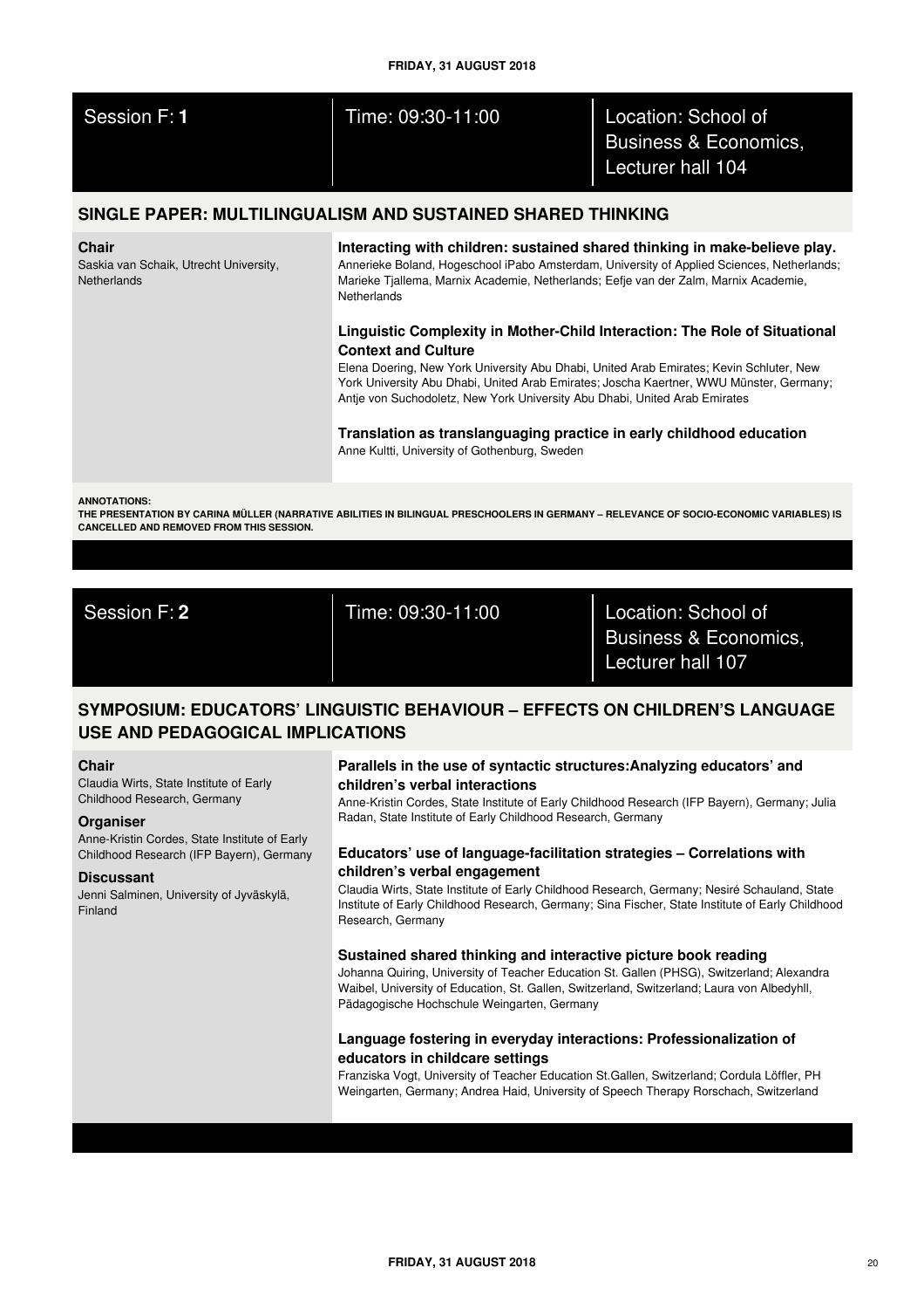Session F: **1** | Time: 09:30-11:00 | Location: School of Business & Economics, Lecturer hall 104

## SINGLE PAPER: MULTILINGUALISM AND SUSTAINED SHARED THINKING

**Chair**
Saskia van Schaik, Utrecht University, Netherlands

**Interacting with children: sustained shared thinking in make-believe play.**
Annerieke Boland, Hogeschool iPabo Amsterdam, University of Applied Sciences, Netherlands; Marieke Tjallema, Marnix Academie, Netherlands; Eefje van der Zalm, Marnix Academie, Netherlands

**Linguistic Complexity in Mother-Child Interaction: The Role of Situational Context and Culture**
Elena Doering, New York University Abu Dhabi, United Arab Emirates; Kevin Schluter, New York University Abu Dhabi, United Arab Emirates; Joscha Kaertner, WWU Münster, Germany; Antje von Suchodoletz, New York University Abu Dhabi, United Arab Emirates

**Translation as translanguaging practice in early childhood education**
Anne Kultti, University of Gothenburg, Sweden

**ANNOTATIONS:**
**THE PRESENTATION BY CARINA MÜLLER (NARRATIVE ABILITIES IN BILINGUAL PRESCHOOLERS IN GERMANY – RELEVANCE OF SOCIO-ECONOMIC VARIABLES) IS CANCELLED AND REMOVED FROM THIS SESSION.**

Session F: **2** | Time: 09:30-11:00 | Location: School of Business & Economics, Lecturer hall 107

## SYMPOSIUM: EDUCATORS' LINGUISTIC BEHAVIOUR – EFFECTS ON CHILDREN'S LANGUAGE USE AND PEDAGOGICAL IMPLICATIONS

**Chair**
Claudia Wirts, State Institute of Early Childhood Research, Germany

**Organiser**
Anne-Kristin Cordes, State Institute of Early Childhood Research (IFP Bayern), Germany

**Discussant**
Jenni Salminen, University of Jyväskylä, Finland

**Parallels in the use of syntactic structures:Analyzing educators' and children's verbal interactions**
Anne-Kristin Cordes, State Institute of Early Childhood Research (IFP Bayern), Germany; Julia Radan, State Institute of Early Childhood Research, Germany

**Educators' use of language-facilitation strategies – Correlations with children's verbal engagement**
Claudia Wirts, State Institute of Early Childhood Research, Germany; Nesiré Schauland, State Institute of Early Childhood Research, Germany; Sina Fischer, State Institute of Early Childhood Research, Germany

**Sustained shared thinking and interactive picture book reading**
Johanna Quiring, University of Teacher Education St. Gallen (PHSG), Switzerland; Alexandra Waibel, University of Education, St. Gallen, Switzerland, Switzerland; Laura von Albedyhll, Pädagogische Hochschule Weingarten, Germany

**Language fostering in everyday interactions: Professionalization of educators in childcare settings**
Franziska Vogt, University of Teacher Education St.Gallen, Switzerland; Cordula Löffler, PH Weingarten, Germany; Andrea Haid, University of Speech Therapy Rorschach, Switzerland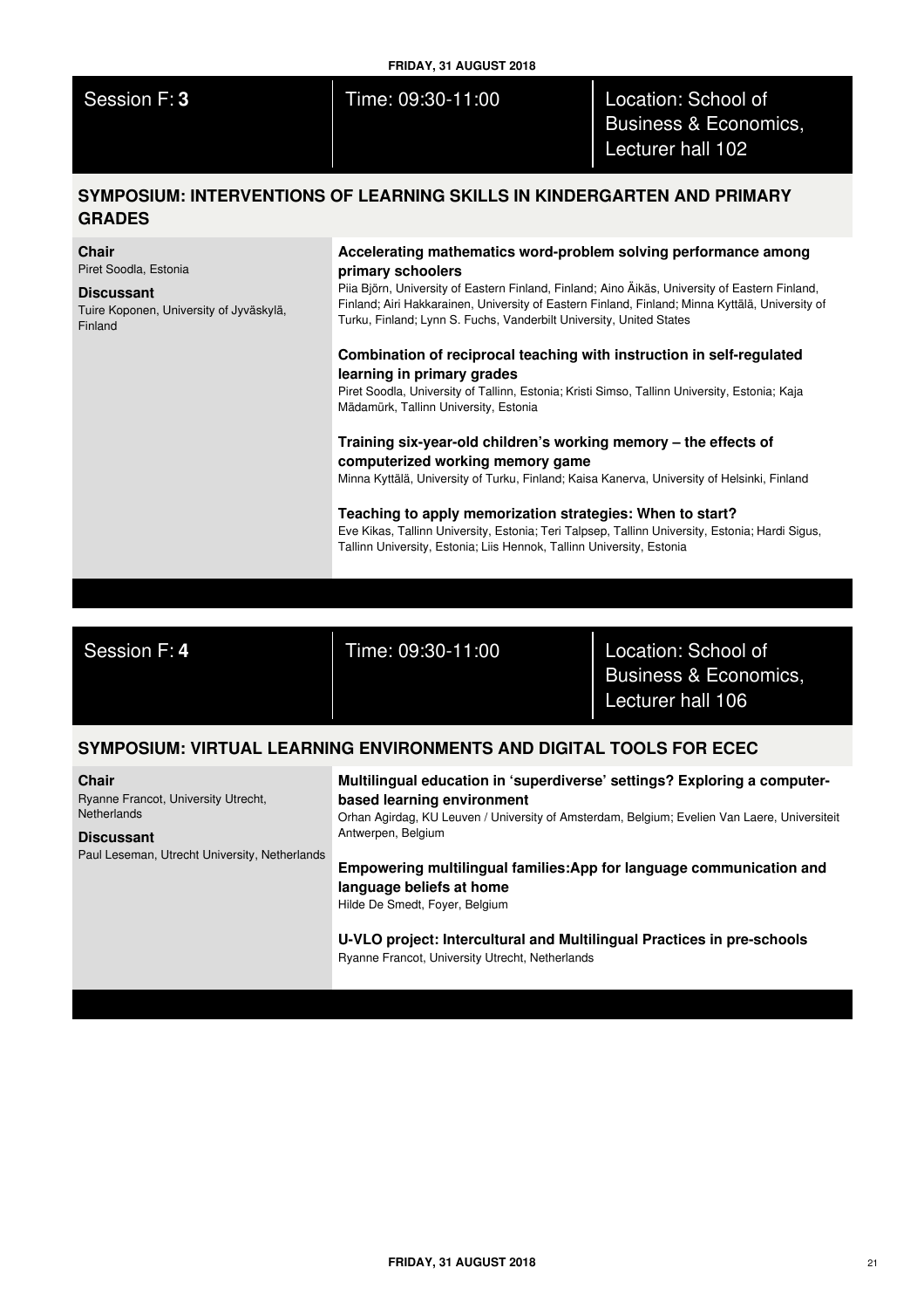Session F: **3** | Time: 09:30-11:00 | Location: School of Business & Economics, Lecturer hall 102

## SYMPOSIUM: INTERVENTIONS OF LEARNING SKILLS IN KINDERGARTEN AND PRIMARY GRADES

**Chair**
Piret Soodla, Estonia

**Discussant**
Tuire Koponen, University of Jyväskylä, Finland

**Accelerating mathematics word-problem solving performance among primary schoolers**
Piia Björn, University of Eastern Finland, Finland; Aino Äikäs, University of Eastern Finland, Finland; Airi Hakkarainen, University of Eastern Finland, Finland; Minna Kyttälä, University of Turku, Finland; Lynn S. Fuchs, Vanderbilt University, United States

**Combination of reciprocal teaching with instruction in self-regulated learning in primary grades**
Piret Soodla, University of Tallinn, Estonia; Kristi Simso, Tallinn University, Estonia; Kaja Mädamürk, Tallinn University, Estonia

**Training six-year-old children's working memory – the effects of computerized working memory game**
Minna Kyttälä, University of Turku, Finland; Kaisa Kanerva, University of Helsinki, Finland

**Teaching to apply memorization strategies: When to start?**
Eve Kikas, Tallinn University, Estonia; Teri Talpsep, Tallinn University, Estonia; Hardi Sigus, Tallinn University, Estonia; Liis Hennok, Tallinn University, Estonia

Session F: **4** | Time: 09:30-11:00 | Location: School of Business & Economics, Lecturer hall 106

## SYMPOSIUM: VIRTUAL LEARNING ENVIRONMENTS AND DIGITAL TOOLS FOR ECEC

**Chair**
Ryanne Francot, University Utrecht, Netherlands

**Discussant**
Paul Leseman, Utrecht University, Netherlands

**Multilingual education in 'superdiverse' settings? Exploring a computer-based learning environment**
Orhan Agirdag, KU Leuven / University of Amsterdam, Belgium; Evelien Van Laere, Universiteit Antwerpen, Belgium

**Empowering multilingual families:App for language communication and language beliefs at home**
Hilde De Smedt, Foyer, Belgium

**U-VLO project: Intercultural and Multilingual Practices in pre-schools**
Ryanne Francot, University Utrecht, Netherlands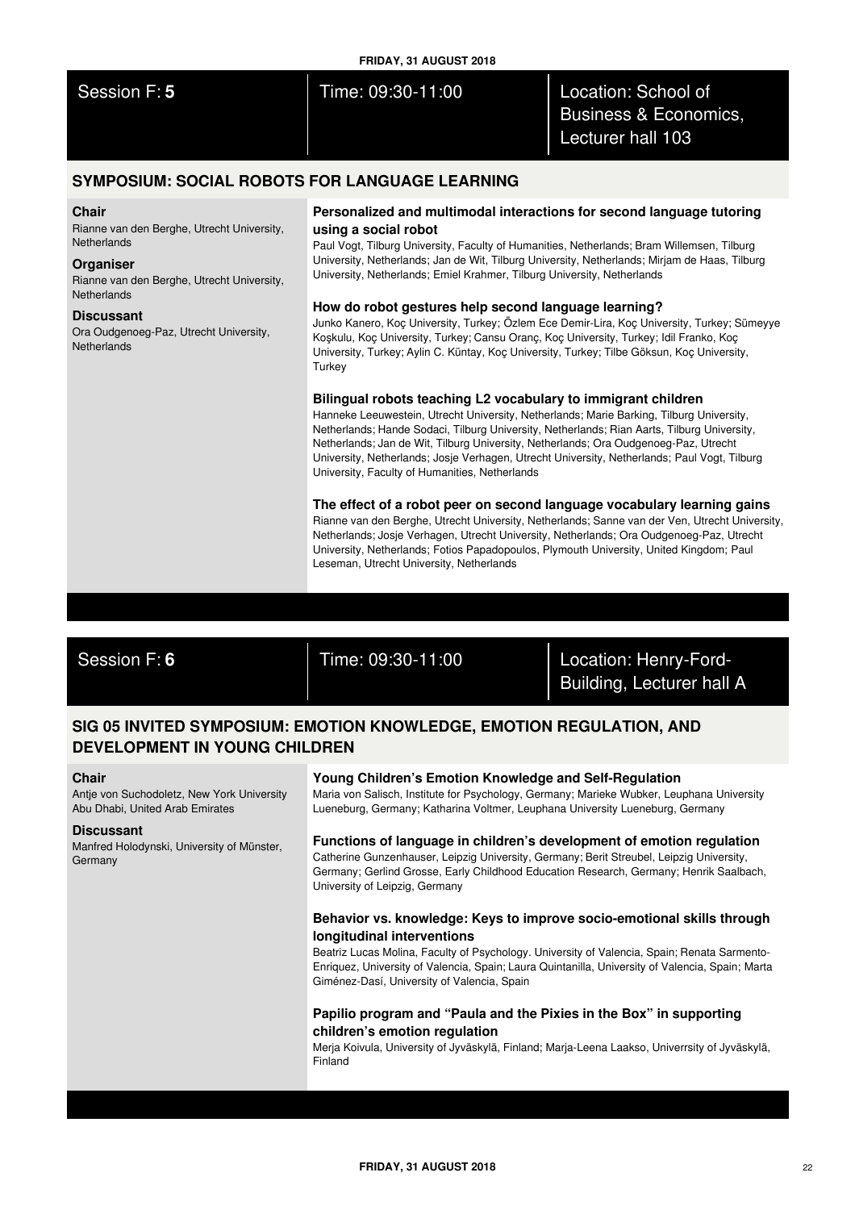Session F: **5** | Time: 09:30-11:00 | Location: School of Business & Economics, Lecturer hall 103

## SYMPOSIUM: SOCIAL ROBOTS FOR LANGUAGE LEARNING

**Chair**
Rianne van den Berghe, Utrecht University, Netherlands

**Organiser**
Rianne van den Berghe, Utrecht University, Netherlands

**Discussant**
Ora Oudgenoeg-Paz, Utrecht University, Netherlands

### Personalized and multimodal interactions for second language tutoring using a social robot

Paul Vogt, Tilburg University, Faculty of Humanities, Netherlands; Bram Willemsen, Tilburg University, Netherlands; Jan de Wit, Tilburg University, Netherlands; Mirjam de Haas, Tilburg University, Netherlands; Emiel Krahmer, Tilburg University, Netherlands

### How do robot gestures help second language learning?

Junko Kanero, Koç University, Turkey; Özlem Ece Demir-Lira, Koç University, Turkey; Sümeyye Koşkulu, Koç University, Turkey; Cansu Oranç, Koç University, Turkey; Idil Franko, Koç University, Turkey; Aylin C. Küntay, Koç University, Turkey; Tilbe Göksun, Koç University, Turkey

### Bilingual robots teaching L2 vocabulary to immigrant children

Hanneke Leeuwestein, Utrecht University, Netherlands; Marie Barking, Tilburg University, Netherlands; Hande Sodaci, Tilburg University, Netherlands; Rian Aarts, Tilburg University, Netherlands; Jan de Wit, Tilburg University, Netherlands; Ora Oudgenoeg-Paz, Utrecht University, Netherlands; Josje Verhagen, Utrecht University, Netherlands; Paul Vogt, Tilburg University, Faculty of Humanities, Netherlands

### The effect of a robot peer on second language vocabulary learning gains

Rianne van den Berghe, Utrecht University, Netherlands; Sanne van der Ven, Utrecht University, Netherlands; Josje Verhagen, Utrecht University, Netherlands; Ora Oudgenoeg-Paz, Utrecht University, Netherlands; Fotios Papadopoulos, Plymouth University, United Kingdom; Paul Leseman, Utrecht University, Netherlands

---

Session F: **6** | Time: 09:30-11:00 | Location: Henry-Ford-Building, Lecturer hall A

## SIG 05 INVITED SYMPOSIUM: EMOTION KNOWLEDGE, EMOTION REGULATION, AND DEVELOPMENT IN YOUNG CHILDREN

**Chair**
Antje von Suchodoletz, New York University Abu Dhabi, United Arab Emirates

**Discussant**
Manfred Holodynski, University of Münster, Germany

### Young Children's Emotion Knowledge and Self-Regulation

Maria von Salisch, Institute for Psychology, Germany; Marieke Wubker, Leuphana University Lueneburg, Germany; Katharina Voltmer, Leuphana University Lueneburg, Germany

### Functions of language in children's development of emotion regulation

Catherine Gunzenhauser, Leipzig University, Germany; Berit Streubel, Leipzig University, Germany; Gerlind Grosse, Early Childhood Education Research, Germany; Henrik Saalbach, University of Leipzig, Germany

### Behavior vs. knowledge: Keys to improve socio-emotional skills through longitudinal interventions

Beatriz Lucas Molina, Faculty of Psychology. University of Valencia, Spain; Renata Sarmento-Enriquez, University of Valencia, Spain; Laura Quintanilla, University of Valencia, Spain; Marta Giménez-Dasí, University of Valencia, Spain

### Papilio program and "Paula and the Pixies in the Box" in supporting children's emotion regulation

Merja Koivula, University of Jyväskylä, Finland; Marja-Leena Laakso, Univerrsity of Jyväskylä, Finland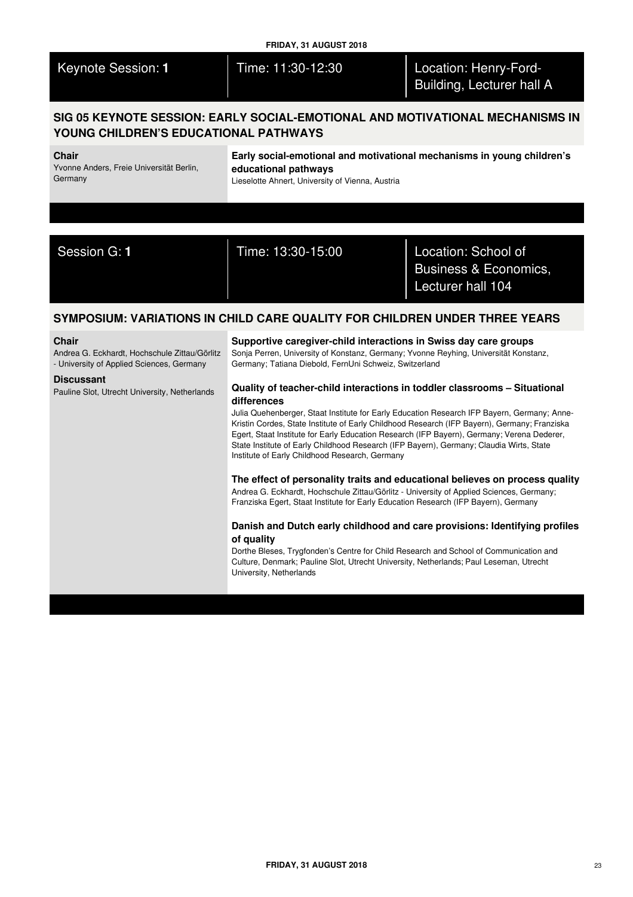Keynote Session: **1** | Time: 11:30-12:30 | Location: Henry-Ford-Building, Lecturer hall A

## SIG 05 KEYNOTE SESSION: EARLY SOCIAL-EMOTIONAL AND MOTIVATIONAL MECHANISMS IN YOUNG CHILDREN'S EDUCATIONAL PATHWAYS

**Chair**
Yvonne Anders, Freie Universität Berlin, Germany

**Early social-emotional and motivational mechanisms in young children's educational pathways**
Lieselotte Ahnert, University of Vienna, Austria

Session G: **1** | Time: 13:30-15:00 | Location: School of Business & Economics, Lecturer hall 104

## SYMPOSIUM: VARIATIONS IN CHILD CARE QUALITY FOR CHILDREN UNDER THREE YEARS

**Chair**
Andrea G. Eckhardt, Hochschule Zittau/Görlitz - University of Applied Sciences, Germany

**Discussant**
Pauline Slot, Utrecht University, Netherlands

**Supportive caregiver-child interactions in Swiss day care groups**
Sonja Perren, University of Konstanz, Germany; Yvonne Reyhing, Universität Konstanz, Germany; Tatiana Diebold, FernUni Schweiz, Switzerland

**Quality of teacher-child interactions in toddler classrooms – Situational differences**
Julia Quehenberger, Staat Institute for Early Education Research IFP Bayern, Germany; Anne-Kristin Cordes, State Institute of Early Childhood Research (IFP Bayern), Germany; Franziska Egert, Staat Institute for Early Education Research (IFP Bayern), Germany; Verena Dederer, State Institute of Early Childhood Research (IFP Bayern), Germany; Claudia Wirts, State Institute of Early Childhood Research, Germany

**The effect of personality traits and educational believes on process quality**
Andrea G. Eckhardt, Hochschule Zittau/Görlitz - University of Applied Sciences, Germany; Franziska Egert, Staat Institute for Early Education Research (IFP Bayern), Germany

**Danish and Dutch early childhood and care provisions: Identifying profiles of quality**
Dorthe Bleses, Trygfonden's Centre for Child Research and School of Communication and Culture, Denmark; Pauline Slot, Utrecht University, Netherlands; Paul Leseman, Utrecht University, Netherlands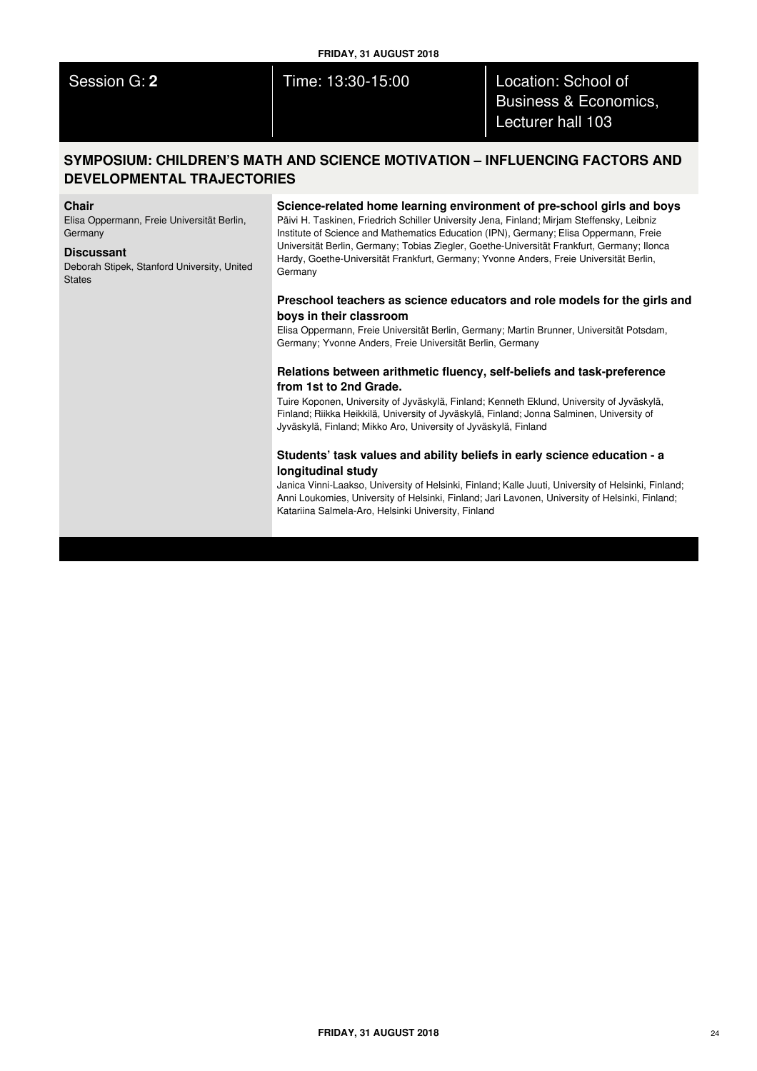Session G: **2** | Time: 13:30-15:00 | Location: School of Business & Economics, Lecturer hall 103

## SYMPOSIUM: CHILDREN'S MATH AND SCIENCE MOTIVATION – INFLUENCING FACTORS AND DEVELOPMENTAL TRAJECTORIES

**Chair**
Elisa Oppermann, Freie Universität Berlin, Germany

**Discussant**
Deborah Stipek, Stanford University, United States

### Science-related home learning environment of pre-school girls and boys

Päivi H. Taskinen, Friedrich Schiller University Jena, Finland; Mirjam Steffensky, Leibniz Institute of Science and Mathematics Education (IPN), Germany; Elisa Oppermann, Freie Universität Berlin, Germany; Tobias Ziegler, Goethe-Universität Frankfurt, Germany; Ilonca Hardy, Goethe-Universität Frankfurt, Germany; Yvonne Anders, Freie Universität Berlin, Germany

### Preschool teachers as science educators and role models for the girls and boys in their classroom

Elisa Oppermann, Freie Universität Berlin, Germany; Martin Brunner, Universität Potsdam, Germany; Yvonne Anders, Freie Universität Berlin, Germany

### Relations between arithmetic fluency, self-beliefs and task-preference from 1st to 2nd Grade.

Tuire Koponen, University of Jyväskylä, Finland; Kenneth Eklund, University of Jyväskylä, Finland; Riikka Heikkilä, University of Jyväskylä, Finland; Jonna Salminen, University of Jyväskylä, Finland; Mikko Aro, University of Jyväskylä, Finland

### Students' task values and ability beliefs in early science education - a longitudinal study

Janica Vinni-Laakso, University of Helsinki, Finland; Kalle Juuti, University of Helsinki, Finland; Anni Loukomies, University of Helsinki, Finland; Jari Lavonen, University of Helsinki, Finland; Katariina Salmela-Aro, Helsinki University, Finland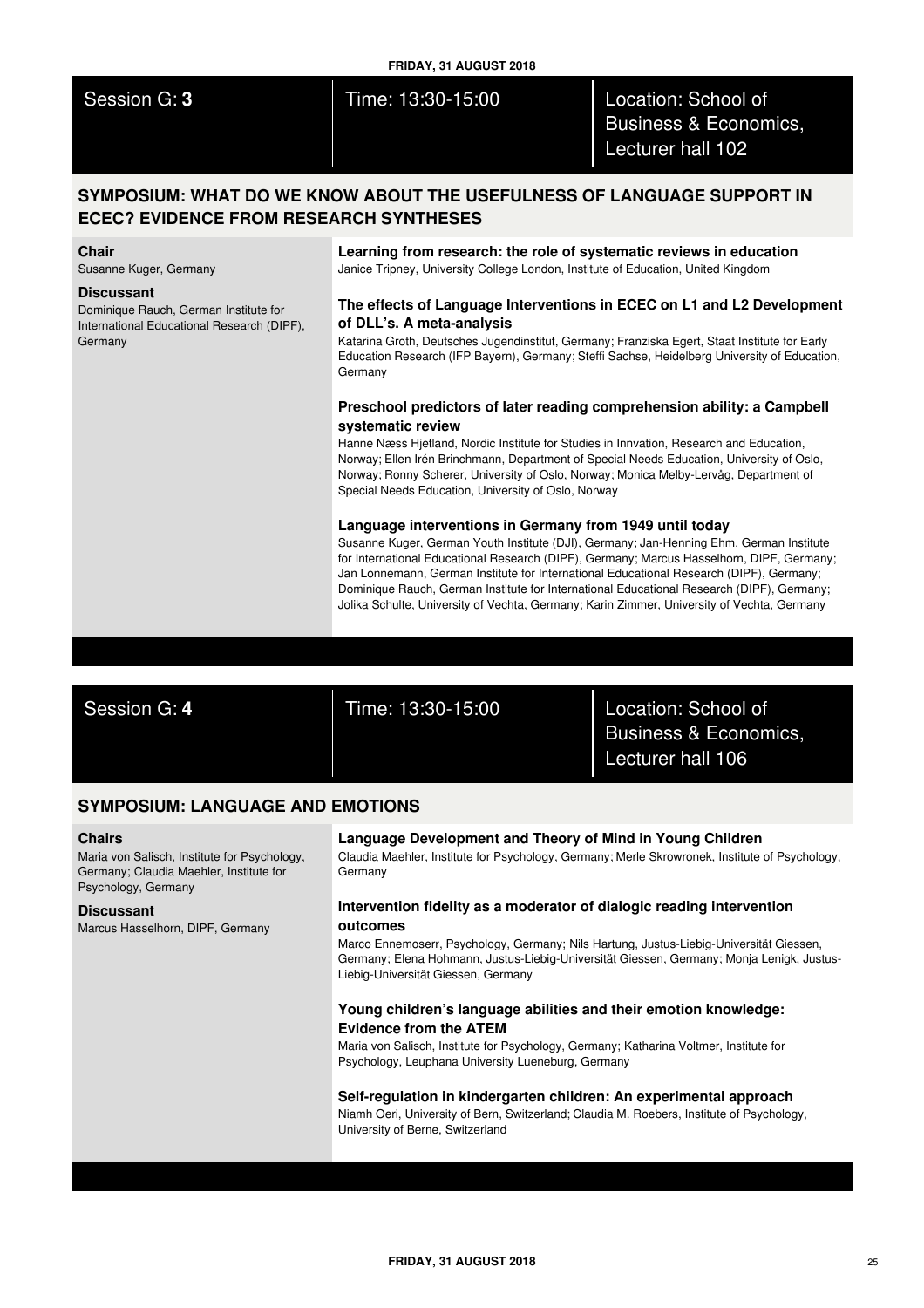Session G: **3** | Time: 13:30-15:00 | Location: School of Business & Economics, Lecturer hall 102

## SYMPOSIUM: WHAT DO WE KNOW ABOUT THE USEFULNESS OF LANGUAGE SUPPORT IN ECEC? EVIDENCE FROM RESEARCH SYNTHESES

**Chair**
Susanne Kuger, Germany

**Discussant**
Dominique Rauch, German Institute for International Educational Research (DIPF), Germany

**Learning from research: the role of systematic reviews in education**
Janice Tripney, University College London, Institute of Education, United Kingdom

**The effects of Language Interventions in ECEC on L1 and L2 Development of DLL's. A meta-analysis**
Katarina Groth, Deutsches Jugendinstitut, Germany; Franziska Egert, Staat Institute for Early Education Research (IFP Bayern), Germany; Steffi Sachse, Heidelberg University of Education, Germany

**Preschool predictors of later reading comprehension ability: a Campbell systematic review**
Hanne Næss Hjetland, Nordic Institute for Studies in Innvation, Research and Education, Norway; Ellen Irén Brinchmann, Department of Special Needs Education, University of Oslo, Norway; Ronny Scherer, University of Oslo, Norway; Monica Melby-Lervåg, Department of Special Needs Education, University of Oslo, Norway

**Language interventions in Germany from 1949 until today**
Susanne Kuger, German Youth Institute (DJI), Germany; Jan-Henning Ehm, German Institute for International Educational Research (DIPF), Germany; Marcus Hasselhorn, DIPF, Germany; Jan Lonnemann, German Institute for International Educational Research (DIPF), Germany; Dominique Rauch, German Institute for International Educational Research (DIPF), Germany; Jolika Schulte, University of Vechta, Germany; Karin Zimmer, University of Vechta, Germany

Session G: **4** | Time: 13:30-15:00 | Location: School of Business & Economics, Lecturer hall 106

## SYMPOSIUM: LANGUAGE AND EMOTIONS

**Chairs**
Maria von Salisch, Institute for Psychology, Germany; Claudia Maehler, Institute for Psychology, Germany

**Discussant**
Marcus Hasselhorn, DIPF, Germany

**Language Development and Theory of Mind in Young Children**
Claudia Maehler, Institute for Psychology, Germany; Merle Skrowronek, Institute of Psychology, Germany

**Intervention fidelity as a moderator of dialogic reading intervention outcomes**
Marco Ennemoserr, Psychology, Germany; Nils Hartung, Justus-Liebig-Universität Giessen, Germany; Elena Hohmann, Justus-Liebig-Universität Giessen, Germany; Monja Lenigk, Justus-Liebig-Universität Giessen, Germany

**Young children's language abilities and their emotion knowledge: Evidence from the ATEM**
Maria von Salisch, Institute for Psychology, Germany; Katharina Voltmer, Institute for Psychology, Leuphana University Lueneburg, Germany

**Self-regulation in kindergarten children: An experimental approach**
Niamh Oeri, University of Bern, Switzerland; Claudia M. Roebers, Institute of Psychology, University of Berne, Switzerland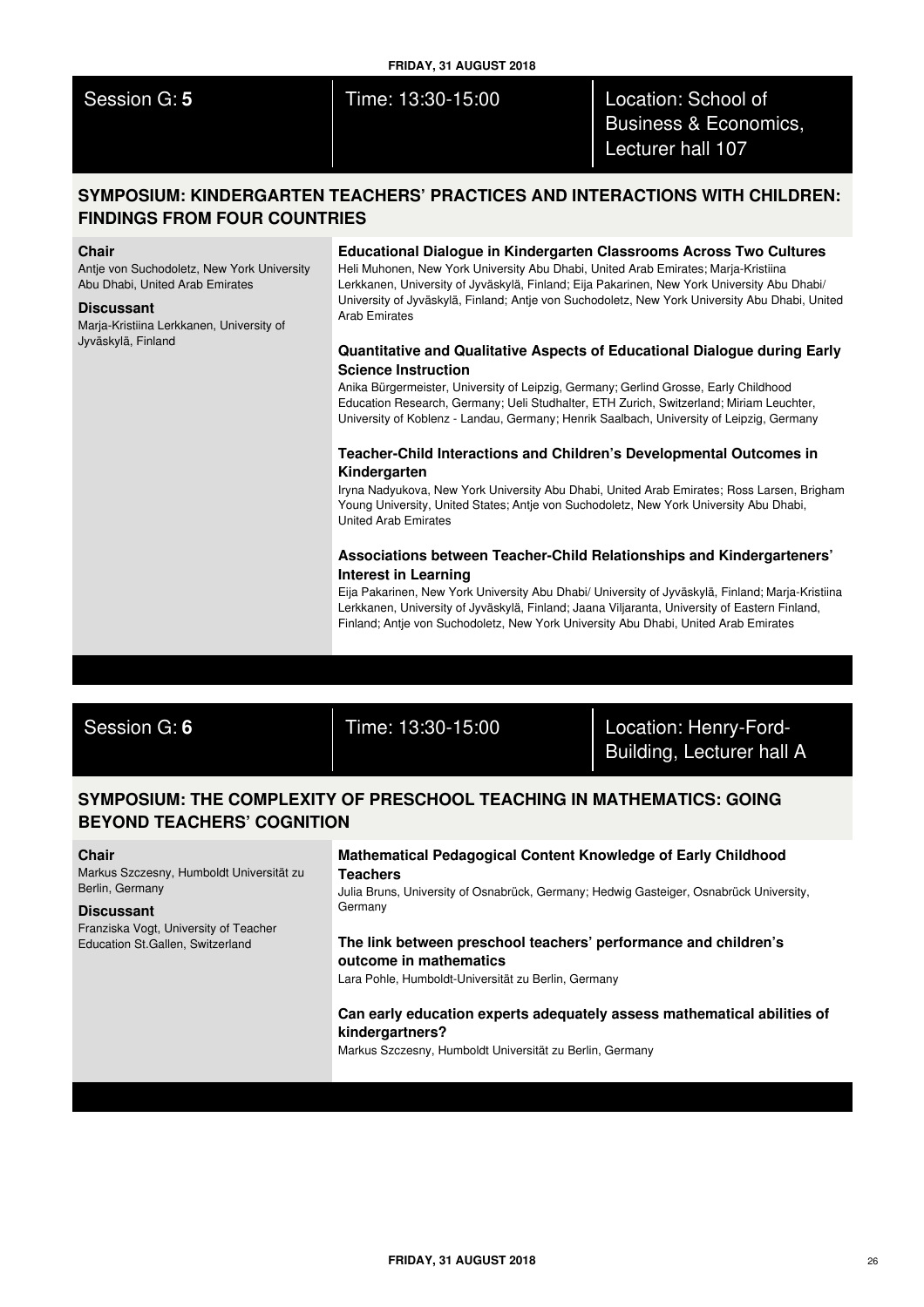Session G: **5** | Time: 13:30-15:00 | Location: School of Business & Economics, Lecturer hall 107

## SYMPOSIUM: KINDERGARTEN TEACHERS' PRACTICES AND INTERACTIONS WITH CHILDREN: FINDINGS FROM FOUR COUNTRIES

**Chair**
Antje von Suchodoletz, New York University Abu Dhabi, United Arab Emirates

**Discussant**
Marja-Kristiina Lerkkanen, University of Jyväskylä, Finland

### Educational Dialogue in Kindergarten Classrooms Across Two Cultures
Heli Muhonen, New York University Abu Dhabi, United Arab Emirates; Marja-Kristiina Lerkkanen, University of Jyväskylä, Finland; Eija Pakarinen, New York University Abu Dhabi/ University of Jyväskylä, Finland; Antje von Suchodoletz, New York University Abu Dhabi, United Arab Emirates

### Quantitative and Qualitative Aspects of Educational Dialogue during Early Science Instruction
Anika Bürgermeister, University of Leipzig, Germany; Gerlind Grosse, Early Childhood Education Research, Germany; Ueli Studhalter, ETH Zurich, Switzerland; Miriam Leuchter, University of Koblenz - Landau, Germany; Henrik Saalbach, University of Leipzig, Germany

### Teacher-Child Interactions and Children's Developmental Outcomes in Kindergarten
Iryna Nadyukova, New York University Abu Dhabi, United Arab Emirates; Ross Larsen, Brigham Young University, United States; Antje von Suchodoletz, New York University Abu Dhabi, United Arab Emirates

### Associations between Teacher-Child Relationships and Kindergarteners' Interest in Learning
Eija Pakarinen, New York University Abu Dhabi/ University of Jyväskylä, Finland; Marja-Kristiina Lerkkanen, University of Jyväskylä, Finland; Jaana Viljaranta, University of Eastern Finland, Finland; Antje von Suchodoletz, New York University Abu Dhabi, United Arab Emirates

Session G: **6** | Time: 13:30-15:00 | Location: Henry-Ford-Building, Lecturer hall A

## SYMPOSIUM: THE COMPLEXITY OF PRESCHOOL TEACHING IN MATHEMATICS: GOING BEYOND TEACHERS' COGNITION

**Chair**
Markus Szczesny, Humboldt Universität zu Berlin, Germany

**Discussant**
Franziska Vogt, University of Teacher Education St.Gallen, Switzerland

### Mathematical Pedagogical Content Knowledge of Early Childhood Teachers
Julia Bruns, University of Osnabrück, Germany; Hedwig Gasteiger, Osnabrück University, Germany

### The link between preschool teachers' performance and children's outcome in mathematics
Lara Pohle, Humboldt-Universität zu Berlin, Germany

### Can early education experts adequately assess mathematical abilities of kindergartners?
Markus Szczesny, Humboldt Universität zu Berlin, Germany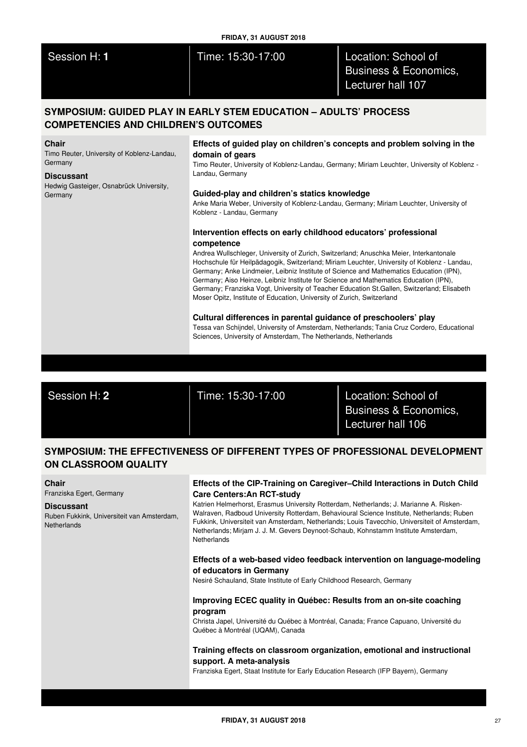**FRIDAY, 31 AUGUST 2018**

## Session H: **1**

Time: 15:30-17:00

Location: School of Business & Economics, Lecturer hall 107

### SYMPOSIUM: GUIDED PLAY IN EARLY STEM EDUCATION – ADULTS' PROCESS COMPETENCIES AND CHILDREN'S OUTCOMES

**Chair**
Timo Reuter, University of Koblenz-Landau, Germany

**Discussant**
Hedwig Gasteiger, Osnabrück University, Germany

**Effects of guided play on children's concepts and problem solving in the domain of gears**
Timo Reuter, University of Koblenz-Landau, Germany; Miriam Leuchter, University of Koblenz - Landau, Germany

**Guided-play and children's statics knowledge**
Anke Maria Weber, University of Koblenz-Landau, Germany; Miriam Leuchter, University of Koblenz - Landau, Germany

**Intervention effects on early childhood educators' professional competence**
Andrea Wullschleger, University of Zurich, Switzerland; Anuschka Meier, Interkantonale Hochschule für Heilpädagogik, Switzerland; Miriam Leuchter, University of Koblenz - Landau, Germany; Anke Lindmeier, Leibniz Institute of Science and Mathematics Education (IPN), Germany; Aiso Heinze, Leibniz Institute for Science and Mathematics Education (IPN), Germany; Franziska Vogt, University of Teacher Education St.Gallen, Switzerland; Elisabeth Moser Opitz, Institute of Education, University of Zurich, Switzerland

**Cultural differences in parental guidance of preschoolers' play**
Tessa van Schijndel, University of Amsterdam, Netherlands; Tania Cruz Cordero, Educational Sciences, University of Amsterdam, The Netherlands, Netherlands

## Session H: **2**

Time: 15:30-17:00

Location: School of Business & Economics, Lecturer hall 106

### SYMPOSIUM: THE EFFECTIVENESS OF DIFFERENT TYPES OF PROFESSIONAL DEVELOPMENT ON CLASSROOM QUALITY

**Chair**
Franziska Egert, Germany

**Discussant**
Ruben Fukkink, Universiteit van Amsterdam, Netherlands

**Effects of the CIP-Training on Caregiver–Child Interactions in Dutch Child Care Centers:An RCT-study**
Katrien Helmerhorst, Erasmus University Rotterdam, Netherlands; J. Marianne A. Risken-Walraven, Radboud University Rotterdam, Behavioural Science Institute, Netherlands; Ruben Fukkink, Universiteit van Amsterdam, Netherlands; Louis Tavecchio, Universiteit of Amsterdam, Netherlands; Mirjam J. J. M. Gevers Deynoot-Schaub, Kohnstamm Institute Amsterdam, Netherlands

**Effects of a web-based video feedback intervention on language-modeling of educators in Germany**
Nesiré Schauland, State Institute of Early Childhood Research, Germany

**Improving ECEC quality in Québec: Results from an on-site coaching program**
Christa Japel, Université du Québec à Montréal, Canada; France Capuano, Université du Québec à Montréal (UQAM), Canada

**Training effects on classroom organization, emotional and instructional support. A meta-analysis**
Franziska Egert, Staat Institute for Early Education Research (IFP Bayern), Germany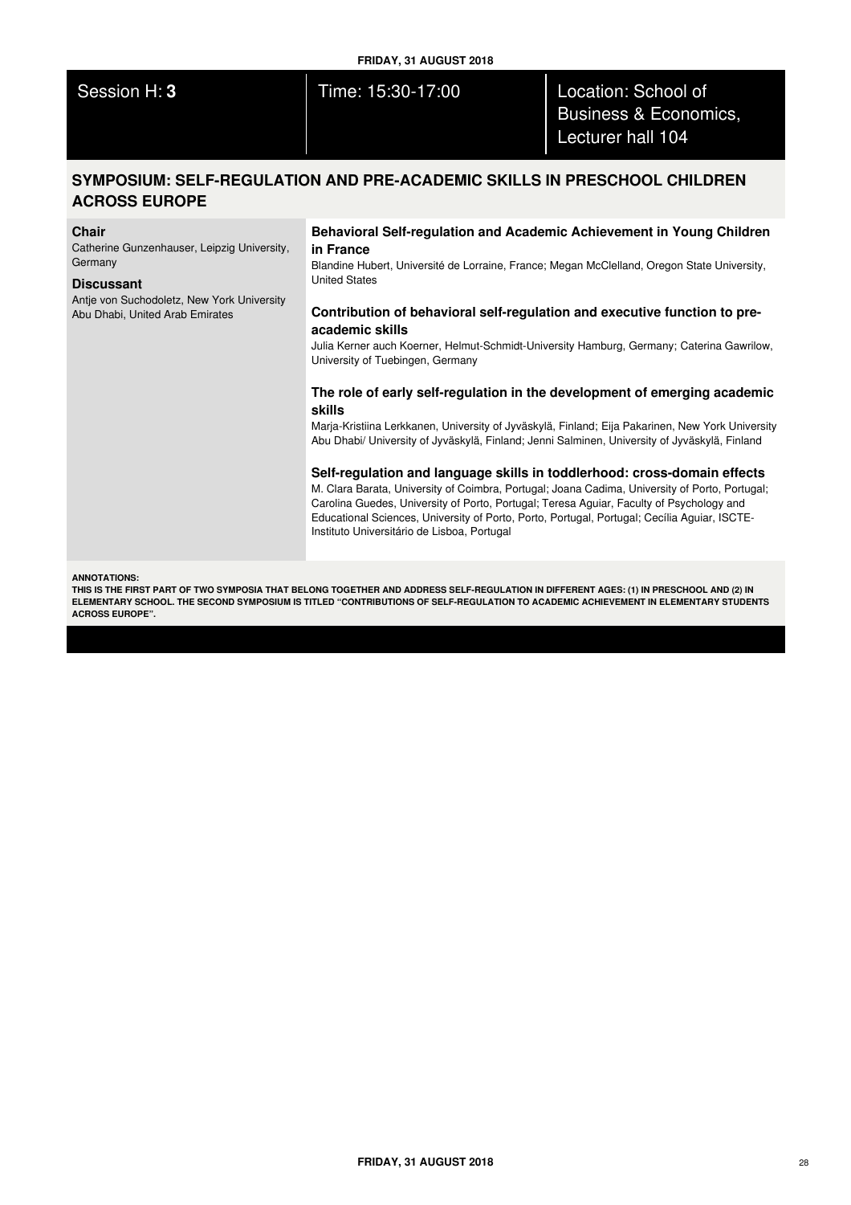Session H: **3** | Time: 15:30-17:00 | Location: School of Business & Economics, Lecturer hall 104

## SYMPOSIUM: SELF-REGULATION AND PRE-ACADEMIC SKILLS IN PRESCHOOL CHILDREN ACROSS EUROPE

**Chair**
Catherine Gunzenhauser, Leipzig University, Germany

**Discussant**
Antje von Suchodoletz, New York University Abu Dhabi, United Arab Emirates

**Behavioral Self-regulation and Academic Achievement in Young Children in France**
Blandine Hubert, Université de Lorraine, France; Megan McClelland, Oregon State University, United States

**Contribution of behavioral self-regulation and executive function to pre-academic skills**
Julia Kerner auch Koerner, Helmut-Schmidt-University Hamburg, Germany; Caterina Gawrilow, University of Tuebingen, Germany

**The role of early self-regulation in the development of emerging academic skills**
Marja-Kristiina Lerkkanen, University of Jyväskylä, Finland; Eija Pakarinen, New York University Abu Dhabi/ University of Jyväskylä, Finland; Jenni Salminen, University of Jyväskylä, Finland

**Self-regulation and language skills in toddlerhood: cross-domain effects**
M. Clara Barata, University of Coimbra, Portugal; Joana Cadima, University of Porto, Portugal; Carolina Guedes, University of Porto, Portugal; Teresa Aguiar, Faculty of Psychology and Educational Sciences, University of Porto, Porto, Portugal, Portugal; Cecília Aguiar, ISCTE-Instituto Universitário de Lisboa, Portugal

**ANNOTATIONS:**
**THIS IS THE FIRST PART OF TWO SYMPOSIA THAT BELONG TOGETHER AND ADDRESS SELF-REGULATION IN DIFFERENT AGES: (1) IN PRESCHOOL AND (2) IN ELEMENTARY SCHOOL. THE SECOND SYMPOSIUM IS TITLED "CONTRIBUTIONS OF SELF-REGULATION TO ACADEMIC ACHIEVEMENT IN ELEMENTARY STUDENTS ACROSS EUROPE".**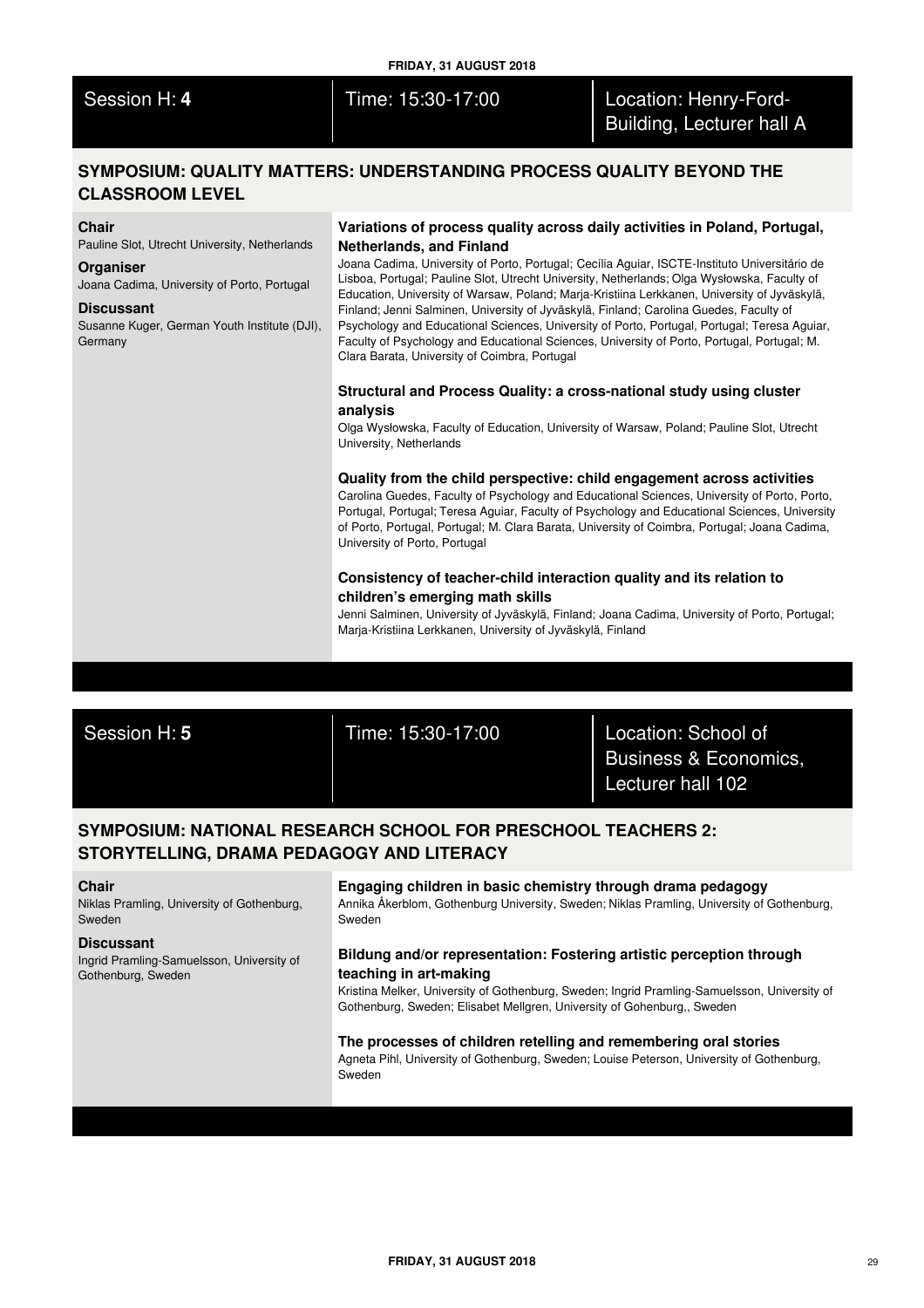Session H: **4** | Time: 15:30-17:00 | Location: Henry-Ford-Building, Lecturer hall A

## SYMPOSIUM: QUALITY MATTERS: UNDERSTANDING PROCESS QUALITY BEYOND THE CLASSROOM LEVEL

**Chair**
Pauline Slot, Utrecht University, Netherlands

**Organiser**
Joana Cadima, University of Porto, Portugal

**Discussant**
Susanne Kuger, German Youth Institute (DJI), Germany

### Variations of process quality across daily activities in Poland, Portugal, Netherlands, and Finland

Joana Cadima, University of Porto, Portugal; Cecília Aguiar, ISCTE-Instituto Universitário de Lisboa, Portugal; Pauline Slot, Utrecht University, Netherlands; Olga Wysłowska, Faculty of Education, University of Warsaw, Poland; Marja-Kristiina Lerkkanen, University of Jyväskylä, Finland; Jenni Salminen, University of Jyväskylä, Finland; Carolina Guedes, Faculty of Psychology and Educational Sciences, University of Porto, Portugal, Portugal; Teresa Aguiar, Faculty of Psychology and Educational Sciences, University of Porto, Portugal, Portugal; M. Clara Barata, University of Coimbra, Portugal

### Structural and Process Quality: a cross-national study using cluster analysis

Olga Wysłowska, Faculty of Education, University of Warsaw, Poland; Pauline Slot, Utrecht University, Netherlands

### Quality from the child perspective: child engagement across activities

Carolina Guedes, Faculty of Psychology and Educational Sciences, University of Porto, Porto, Portugal, Portugal; Teresa Aguiar, Faculty of Psychology and Educational Sciences, University of Porto, Portugal, Portugal; M. Clara Barata, University of Coimbra, Portugal; Joana Cadima, University of Porto, Portugal

### Consistency of teacher-child interaction quality and its relation to children's emerging math skills

Jenni Salminen, University of Jyväskylä, Finland; Joana Cadima, University of Porto, Portugal; Marja-Kristiina Lerkkanen, University of Jyväskylä, Finland

Session H: **5** | Time: 15:30-17:00 | Location: School of Business & Economics, Lecturer hall 102

## SYMPOSIUM: NATIONAL RESEARCH SCHOOL FOR PRESCHOOL TEACHERS 2: STORYTELLING, DRAMA PEDAGOGY AND LITERACY

**Chair**
Niklas Pramling, University of Gothenburg, Sweden

**Discussant**
Ingrid Pramling-Samuelsson, University of Gothenburg, Sweden

### Engaging children in basic chemistry through drama pedagogy

Annika Åkerblom, Gothenburg University, Sweden; Niklas Pramling, University of Gothenburg, Sweden

### Bildung and/or representation: Fostering artistic perception through teaching in art-making

Kristina Melker, University of Gothenburg, Sweden; Ingrid Pramling-Samuelsson, University of Gothenburg, Sweden; Elisabet Mellgren, University of Gohenburg,, Sweden

### The processes of children retelling and remembering oral stories

Agneta Pihl, University of Gothenburg, Sweden; Louise Peterson, University of Gothenburg, Sweden